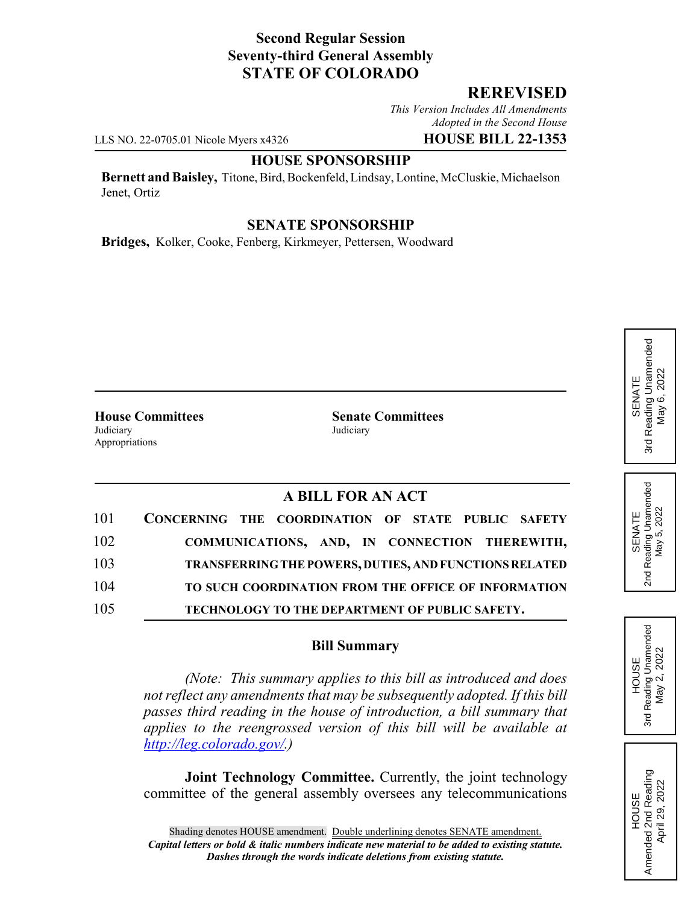**Second Regular Session**
**Seventy-third General Assembly**
**STATE OF COLORADO**

## REREVISED

*This Version Includes All Amendments Adopted in the Second House*

LLS NO. 22-0705.01 Nicole Myers x4326 **HOUSE BILL 22-1353**

**HOUSE SPONSORSHIP**

**Bernett and Baisley,** Titone, Bird, Bockenfeld, Lindsay, Lontine, McCluskie, Michaelson Jenet, Ortiz

**SENATE SPONSORSHIP**

**Bridges,** Kolker, Cooke, Fenberg, Kirkmeyer, Pettersen, Woodward

SENATE 3rd Reading Unamended May 6, 2022

SENATE 2nd Reading Unamended May 5, 2022

HOUSE 3rd Reading Unamended May 2, 2022

HOUSE Amended 2nd Reading April 29, 2022

| **House Committees** | **Senate Committees** |
|---|---|
| Judiciary | Judiciary |
| Appropriations | |

**A BILL FOR AN ACT**

101 **CONCERNING THE COORDINATION OF STATE PUBLIC SAFETY**
102 **COMMUNICATIONS, AND, IN CONNECTION THEREWITH,**
103 **TRANSFERRING THE POWERS, DUTIES, AND FUNCTIONS RELATED**
104 **TO SUCH COORDINATION FROM THE OFFICE OF INFORMATION**
105 **TECHNOLOGY TO THE DEPARTMENT OF PUBLIC SAFETY.**

**Bill Summary**

*(Note: This summary applies to this bill as introduced and does not reflect any amendments that may be subsequently adopted. If this bill passes third reading in the house of introduction, a bill summary that applies to the reengrossed version of this bill will be available at http://leg.colorado.gov/.)*

**Joint Technology Committee.** Currently, the joint technology committee of the general assembly oversees any telecommunications

Shading denotes HOUSE amendment. Double underlining denotes SENATE amendment.
***Capital letters or bold & italic numbers indicate new material to be added to existing statute.***
***Dashes through the words indicate deletions from existing statute.***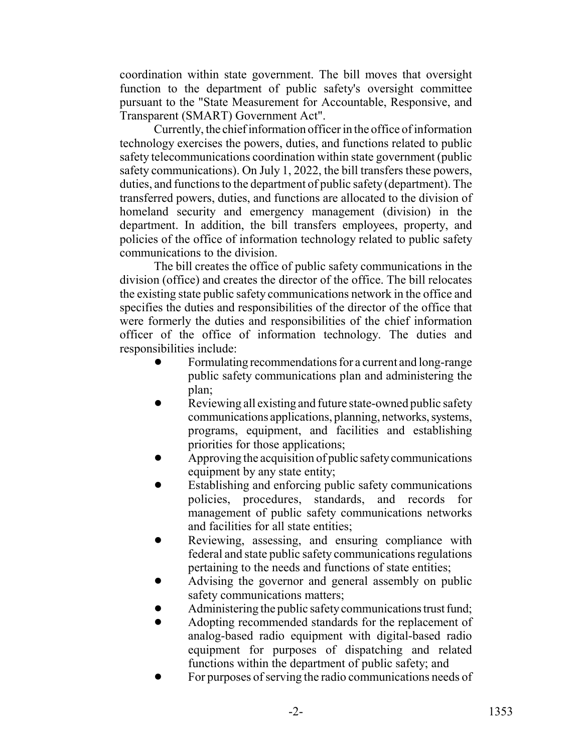coordination within state government. The bill moves that oversight function to the department of public safety's oversight committee pursuant to the "State Measurement for Accountable, Responsive, and Transparent (SMART) Government Act".

Currently, the chief information officer in the office of information technology exercises the powers, duties, and functions related to public safety telecommunications coordination within state government (public safety communications). On July 1, 2022, the bill transfers these powers, duties, and functions to the department of public safety (department). The transferred powers, duties, and functions are allocated to the division of homeland security and emergency management (division) in the department. In addition, the bill transfers employees, property, and policies of the office of information technology related to public safety communications to the division.

The bill creates the office of public safety communications in the division (office) and creates the director of the office. The bill relocates the existing state public safety communications network in the office and specifies the duties and responsibilities of the director of the office that were formerly the duties and responsibilities of the chief information officer of the office of information technology. The duties and responsibilities include:

- Formulating recommendations for a current and long-range public safety communications plan and administering the plan;
- Reviewing all existing and future state-owned public safety communications applications, planning, networks, systems, programs, equipment, and facilities and establishing priorities for those applications;
- Approving the acquisition of public safety communications equipment by any state entity;
- Establishing and enforcing public safety communications policies, procedures, standards, and records for management of public safety communications networks and facilities for all state entities;
- Reviewing, assessing, and ensuring compliance with federal and state public safety communications regulations pertaining to the needs and functions of state entities;
- Advising the governor and general assembly on public safety communications matters;
- Administering the public safety communications trust fund;
- Adopting recommended standards for the replacement of analog-based radio equipment with digital-based radio equipment for purposes of dispatching and related functions within the department of public safety; and
- For purposes of serving the radio communications needs of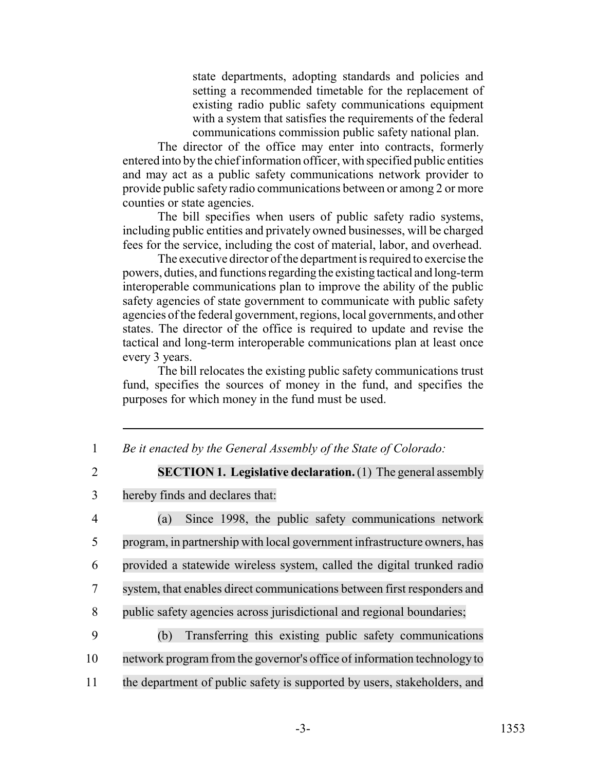state departments, adopting standards and policies and setting a recommended timetable for the replacement of existing radio public safety communications equipment with a system that satisfies the requirements of the federal communications commission public safety national plan.

The director of the office may enter into contracts, formerly entered into by the chief information officer, with specified public entities and may act as a public safety communications network provider to provide public safety radio communications between or among 2 or more counties or state agencies.

The bill specifies when users of public safety radio systems, including public entities and privately owned businesses, will be charged fees for the service, including the cost of material, labor, and overhead.

The executive director of the department is required to exercise the powers, duties, and functions regarding the existing tactical and long-term interoperable communications plan to improve the ability of the public safety agencies of state government to communicate with public safety agencies of the federal government, regions, local governments, and other states. The director of the office is required to update and revise the tactical and long-term interoperable communications plan at least once every 3 years.

The bill relocates the existing public safety communications trust fund, specifies the sources of money in the fund, and specifies the purposes for which money in the fund must be used.

---

1 *Be it enacted by the General Assembly of the State of Colorado:*

2 **SECTION 1. Legislative declaration.** (1) The general assembly
3 hereby finds and declares that:

4 (a) Since 1998, the public safety communications network
5 program, in partnership with local government infrastructure owners, has
6 provided a statewide wireless system, called the digital trunked radio
7 system, that enables direct communications between first responders and
8 public safety agencies across jurisdictional and regional boundaries;

9 (b) Transferring this existing public safety communications
10 network program from the governor's office of information technology to
11 the department of public safety is supported by users, stakeholders, and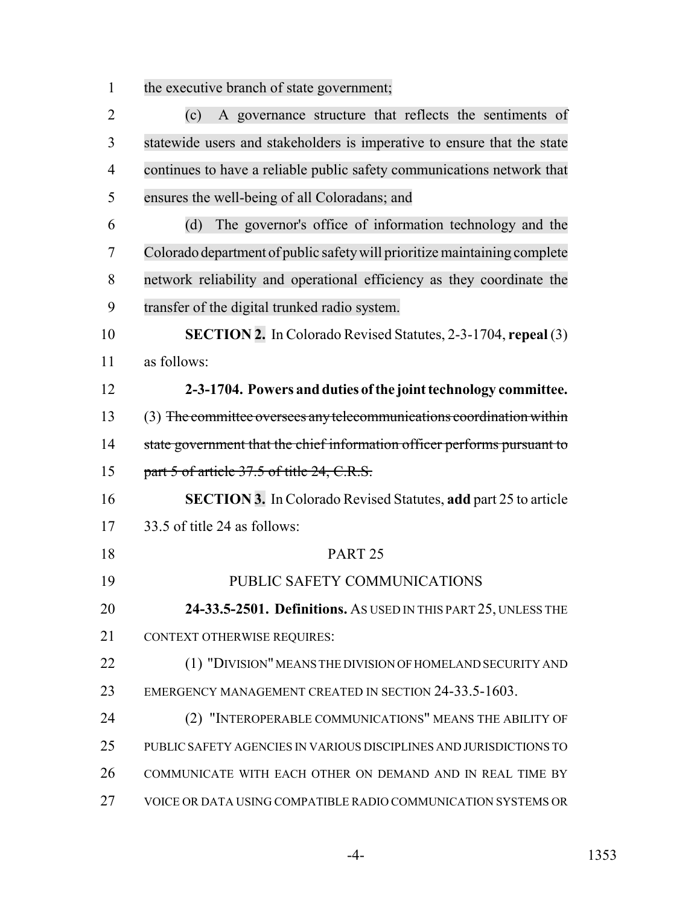the executive branch of state government;

(c) A governance structure that reflects the sentiments of statewide users and stakeholders is imperative to ensure that the state continues to have a reliable public safety communications network that ensures the well-being of all Coloradans; and

(d) The governor's office of information technology and the Colorado department of public safety will prioritize maintaining complete network reliability and operational efficiency as they coordinate the transfer of the digital trunked radio system.

**SECTION 2.** In Colorado Revised Statutes, 2-3-1704, **repeal** (3) as follows:

**2-3-1704. Powers and duties of the joint technology committee.** (3) ~~The committee oversees any telecommunications coordination within state government that the chief information officer performs pursuant to part 5 of article 37.5 of title 24, C.R.S.~~

**SECTION 3.** In Colorado Revised Statutes, **add** part 25 to article 33.5 of title 24 as follows:

PART 25

PUBLIC SAFETY COMMUNICATIONS

**24-33.5-2501. Definitions.** AS USED IN THIS PART 25, UNLESS THE CONTEXT OTHERWISE REQUIRES:

(1) "DIVISION" MEANS THE DIVISION OF HOMELAND SECURITY AND EMERGENCY MANAGEMENT CREATED IN SECTION 24-33.5-1603.

(2) "INTEROPERABLE COMMUNICATIONS" MEANS THE ABILITY OF PUBLIC SAFETY AGENCIES IN VARIOUS DISCIPLINES AND JURISDICTIONS TO COMMUNICATE WITH EACH OTHER ON DEMAND AND IN REAL TIME BY VOICE OR DATA USING COMPATIBLE RADIO COMMUNICATION SYSTEMS OR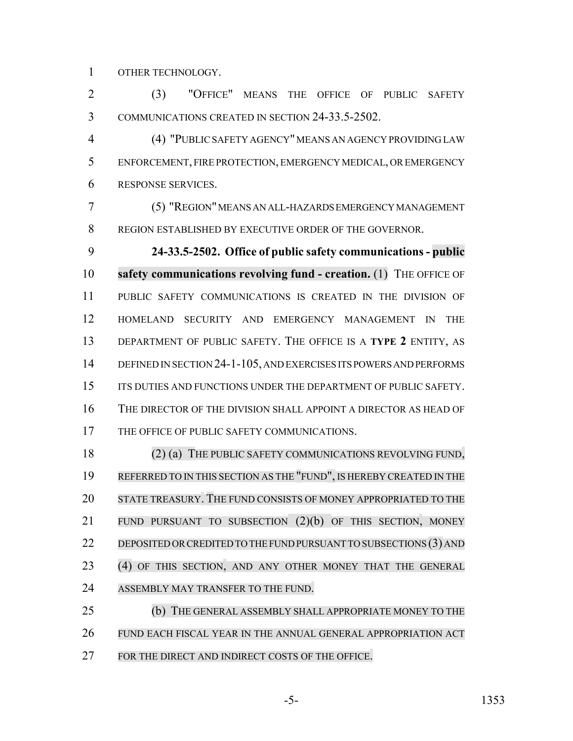OTHER TECHNOLOGY.

(3) "OFFICE" MEANS THE OFFICE OF PUBLIC SAFETY COMMUNICATIONS CREATED IN SECTION 24-33.5-2502.

(4) "PUBLIC SAFETY AGENCY" MEANS AN AGENCY PROVIDING LAW ENFORCEMENT, FIRE PROTECTION, EMERGENCY MEDICAL, OR EMERGENCY RESPONSE SERVICES.

(5) "REGION" MEANS AN ALL-HAZARDS EMERGENCY MANAGEMENT REGION ESTABLISHED BY EXECUTIVE ORDER OF THE GOVERNOR.

**24-33.5-2502. Office of public safety communications - public safety communications revolving fund - creation.** (1) THE OFFICE OF PUBLIC SAFETY COMMUNICATIONS IS CREATED IN THE DIVISION OF HOMELAND SECURITY AND EMERGENCY MANAGEMENT IN THE DEPARTMENT OF PUBLIC SAFETY. THE OFFICE IS A **TYPE 2** ENTITY, AS DEFINED IN SECTION 24-1-105, AND EXERCISES ITS POWERS AND PERFORMS ITS DUTIES AND FUNCTIONS UNDER THE DEPARTMENT OF PUBLIC SAFETY. THE DIRECTOR OF THE DIVISION SHALL APPOINT A DIRECTOR AS HEAD OF THE OFFICE OF PUBLIC SAFETY COMMUNICATIONS.

(2) (a) THE PUBLIC SAFETY COMMUNICATIONS REVOLVING FUND, REFERRED TO IN THIS SECTION AS THE "FUND", IS HEREBY CREATED IN THE STATE TREASURY. THE FUND CONSISTS OF MONEY APPROPRIATED TO THE FUND PURSUANT TO SUBSECTION (2)(b) OF THIS SECTION, MONEY DEPOSITED OR CREDITED TO THE FUND PURSUANT TO SUBSECTIONS (3) AND (4) OF THIS SECTION, AND ANY OTHER MONEY THAT THE GENERAL ASSEMBLY MAY TRANSFER TO THE FUND.

(b) THE GENERAL ASSEMBLY SHALL APPROPRIATE MONEY TO THE FUND EACH FISCAL YEAR IN THE ANNUAL GENERAL APPROPRIATION ACT FOR THE DIRECT AND INDIRECT COSTS OF THE OFFICE.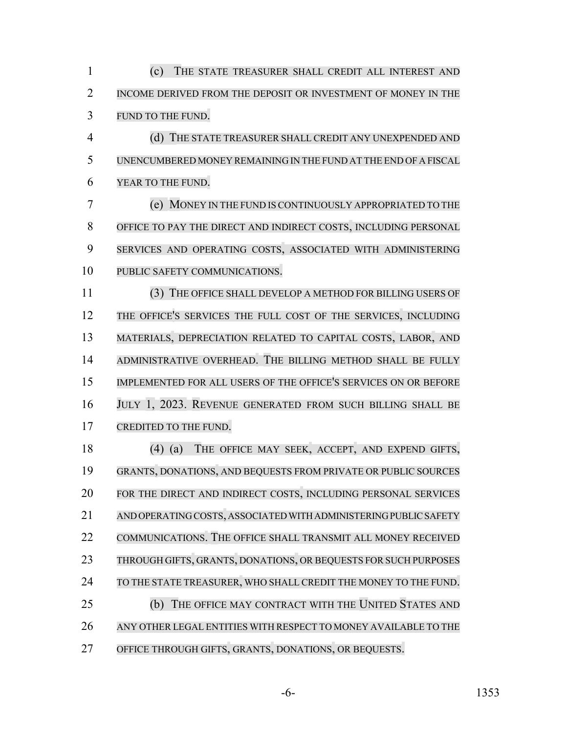(c) THE STATE TREASURER SHALL CREDIT ALL INTEREST AND INCOME DERIVED FROM THE DEPOSIT OR INVESTMENT OF MONEY IN THE FUND TO THE FUND.

(d) THE STATE TREASURER SHALL CREDIT ANY UNEXPENDED AND UNENCUMBERED MONEY REMAINING IN THE FUND AT THE END OF A FISCAL YEAR TO THE FUND.

(e) MONEY IN THE FUND IS CONTINUOUSLY APPROPRIATED TO THE OFFICE TO PAY THE DIRECT AND INDIRECT COSTS, INCLUDING PERSONAL SERVICES AND OPERATING COSTS, ASSOCIATED WITH ADMINISTERING PUBLIC SAFETY COMMUNICATIONS.

(3) THE OFFICE SHALL DEVELOP A METHOD FOR BILLING USERS OF THE OFFICE'S SERVICES THE FULL COST OF THE SERVICES, INCLUDING MATERIALS, DEPRECIATION RELATED TO CAPITAL COSTS, LABOR, AND ADMINISTRATIVE OVERHEAD. THE BILLING METHOD SHALL BE FULLY IMPLEMENTED FOR ALL USERS OF THE OFFICE'S SERVICES ON OR BEFORE JULY 1, 2023. REVENUE GENERATED FROM SUCH BILLING SHALL BE CREDITED TO THE FUND.

(4) (a) THE OFFICE MAY SEEK, ACCEPT, AND EXPEND GIFTS, GRANTS, DONATIONS, AND BEQUESTS FROM PRIVATE OR PUBLIC SOURCES FOR THE DIRECT AND INDIRECT COSTS, INCLUDING PERSONAL SERVICES AND OPERATING COSTS, ASSOCIATED WITH ADMINISTERING PUBLIC SAFETY COMMUNICATIONS. THE OFFICE SHALL TRANSMIT ALL MONEY RECEIVED THROUGH GIFTS, GRANTS, DONATIONS, OR BEQUESTS FOR SUCH PURPOSES TO THE STATE TREASURER, WHO SHALL CREDIT THE MONEY TO THE FUND.

(b) THE OFFICE MAY CONTRACT WITH THE UNITED STATES AND ANY OTHER LEGAL ENTITIES WITH RESPECT TO MONEY AVAILABLE TO THE OFFICE THROUGH GIFTS, GRANTS, DONATIONS, OR BEQUESTS.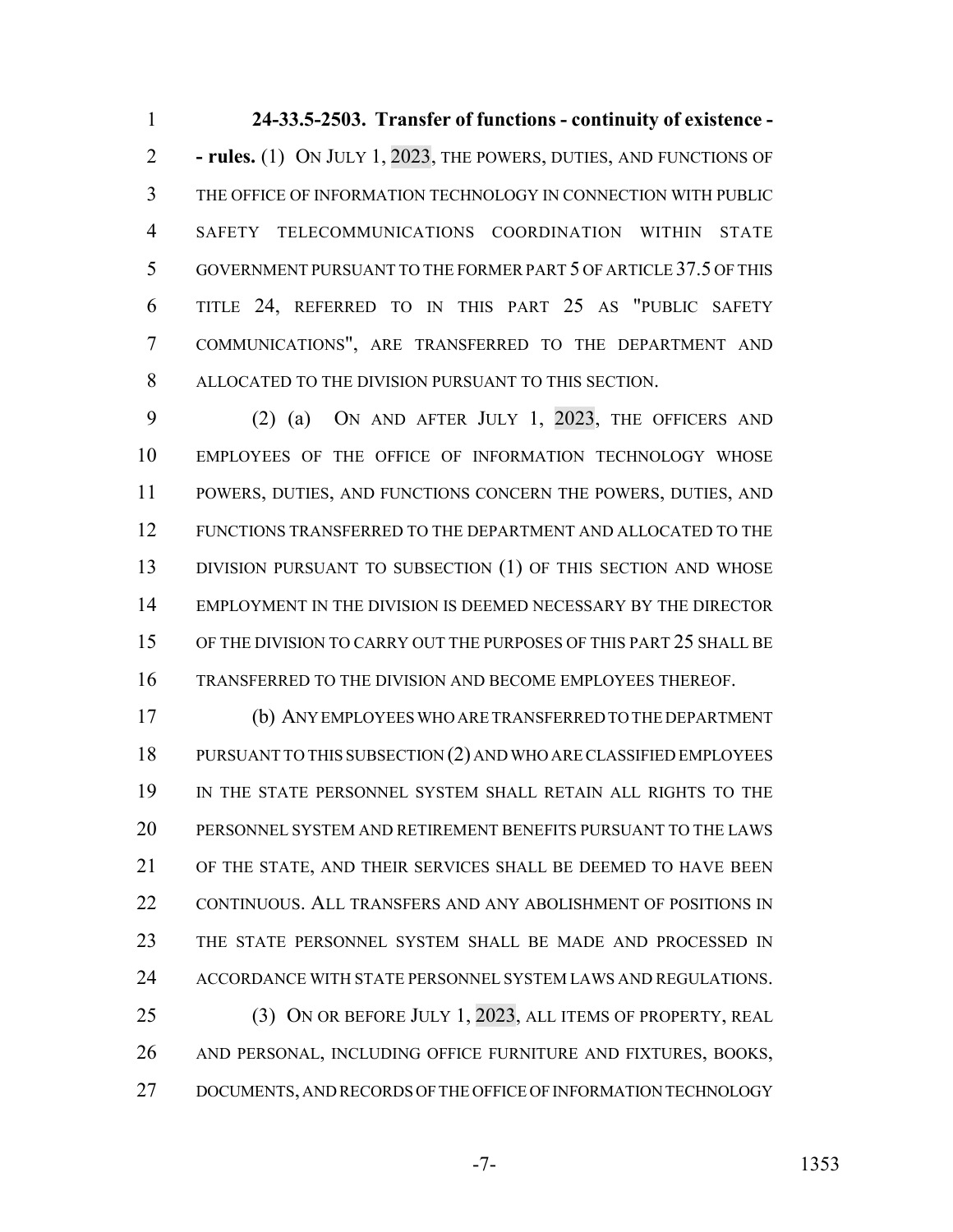**24-33.5-2503. Transfer of functions - continuity of existence - - rules.** (1) ON JULY 1, 2023, THE POWERS, DUTIES, AND FUNCTIONS OF THE OFFICE OF INFORMATION TECHNOLOGY IN CONNECTION WITH PUBLIC SAFETY TELECOMMUNICATIONS COORDINATION WITHIN STATE GOVERNMENT PURSUANT TO THE FORMER PART 5 OF ARTICLE 37.5 OF THIS TITLE 24, REFERRED TO IN THIS PART 25 AS "PUBLIC SAFETY COMMUNICATIONS", ARE TRANSFERRED TO THE DEPARTMENT AND ALLOCATED TO THE DIVISION PURSUANT TO THIS SECTION.

(2) (a) ON AND AFTER JULY 1, 2023, THE OFFICERS AND EMPLOYEES OF THE OFFICE OF INFORMATION TECHNOLOGY WHOSE POWERS, DUTIES, AND FUNCTIONS CONCERN THE POWERS, DUTIES, AND FUNCTIONS TRANSFERRED TO THE DEPARTMENT AND ALLOCATED TO THE DIVISION PURSUANT TO SUBSECTION (1) OF THIS SECTION AND WHOSE EMPLOYMENT IN THE DIVISION IS DEEMED NECESSARY BY THE DIRECTOR OF THE DIVISION TO CARRY OUT THE PURPOSES OF THIS PART 25 SHALL BE TRANSFERRED TO THE DIVISION AND BECOME EMPLOYEES THEREOF.

(b) ANY EMPLOYEES WHO ARE TRANSFERRED TO THE DEPARTMENT PURSUANT TO THIS SUBSECTION (2) AND WHO ARE CLASSIFIED EMPLOYEES IN THE STATE PERSONNEL SYSTEM SHALL RETAIN ALL RIGHTS TO THE PERSONNEL SYSTEM AND RETIREMENT BENEFITS PURSUANT TO THE LAWS OF THE STATE, AND THEIR SERVICES SHALL BE DEEMED TO HAVE BEEN CONTINUOUS. ALL TRANSFERS AND ANY ABOLISHMENT OF POSITIONS IN THE STATE PERSONNEL SYSTEM SHALL BE MADE AND PROCESSED IN ACCORDANCE WITH STATE PERSONNEL SYSTEM LAWS AND REGULATIONS.

(3) ON OR BEFORE JULY 1, 2023, ALL ITEMS OF PROPERTY, REAL AND PERSONAL, INCLUDING OFFICE FURNITURE AND FIXTURES, BOOKS, DOCUMENTS, AND RECORDS OF THE OFFICE OF INFORMATION TECHNOLOGY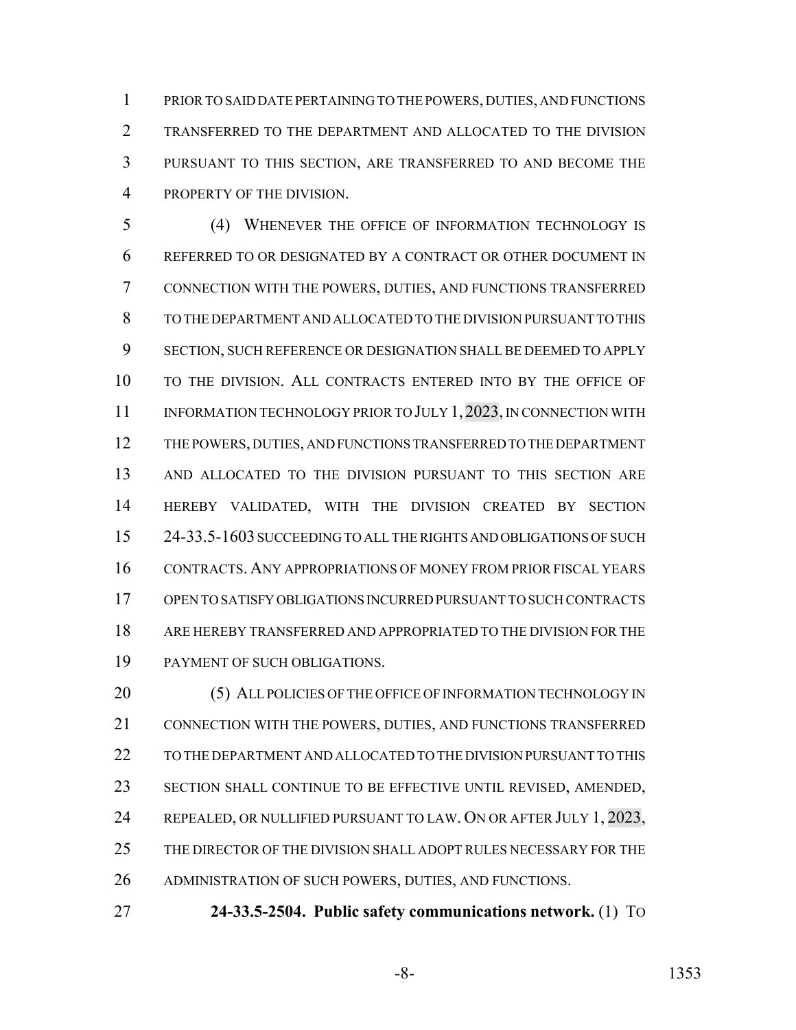PRIOR TO SAID DATE PERTAINING TO THE POWERS, DUTIES, AND FUNCTIONS TRANSFERRED TO THE DEPARTMENT AND ALLOCATED TO THE DIVISION PURSUANT TO THIS SECTION, ARE TRANSFERRED TO AND BECOME THE PROPERTY OF THE DIVISION.

(4) WHENEVER THE OFFICE OF INFORMATION TECHNOLOGY IS REFERRED TO OR DESIGNATED BY A CONTRACT OR OTHER DOCUMENT IN CONNECTION WITH THE POWERS, DUTIES, AND FUNCTIONS TRANSFERRED TO THE DEPARTMENT AND ALLOCATED TO THE DIVISION PURSUANT TO THIS SECTION, SUCH REFERENCE OR DESIGNATION SHALL BE DEEMED TO APPLY TO THE DIVISION. ALL CONTRACTS ENTERED INTO BY THE OFFICE OF INFORMATION TECHNOLOGY PRIOR TO JULY 1, 2023, IN CONNECTION WITH THE POWERS, DUTIES, AND FUNCTIONS TRANSFERRED TO THE DEPARTMENT AND ALLOCATED TO THE DIVISION PURSUANT TO THIS SECTION ARE HEREBY VALIDATED, WITH THE DIVISION CREATED BY SECTION 24-33.5-1603 SUCCEEDING TO ALL THE RIGHTS AND OBLIGATIONS OF SUCH CONTRACTS. ANY APPROPRIATIONS OF MONEY FROM PRIOR FISCAL YEARS OPEN TO SATISFY OBLIGATIONS INCURRED PURSUANT TO SUCH CONTRACTS ARE HEREBY TRANSFERRED AND APPROPRIATED TO THE DIVISION FOR THE PAYMENT OF SUCH OBLIGATIONS.

(5) ALL POLICIES OF THE OFFICE OF INFORMATION TECHNOLOGY IN CONNECTION WITH THE POWERS, DUTIES, AND FUNCTIONS TRANSFERRED TO THE DEPARTMENT AND ALLOCATED TO THE DIVISION PURSUANT TO THIS SECTION SHALL CONTINUE TO BE EFFECTIVE UNTIL REVISED, AMENDED, REPEALED, OR NULLIFIED PURSUANT TO LAW. ON OR AFTER JULY 1, 2023, THE DIRECTOR OF THE DIVISION SHALL ADOPT RULES NECESSARY FOR THE ADMINISTRATION OF SUCH POWERS, DUTIES, AND FUNCTIONS.

**24-33.5-2504. Public safety communications network.** (1) TO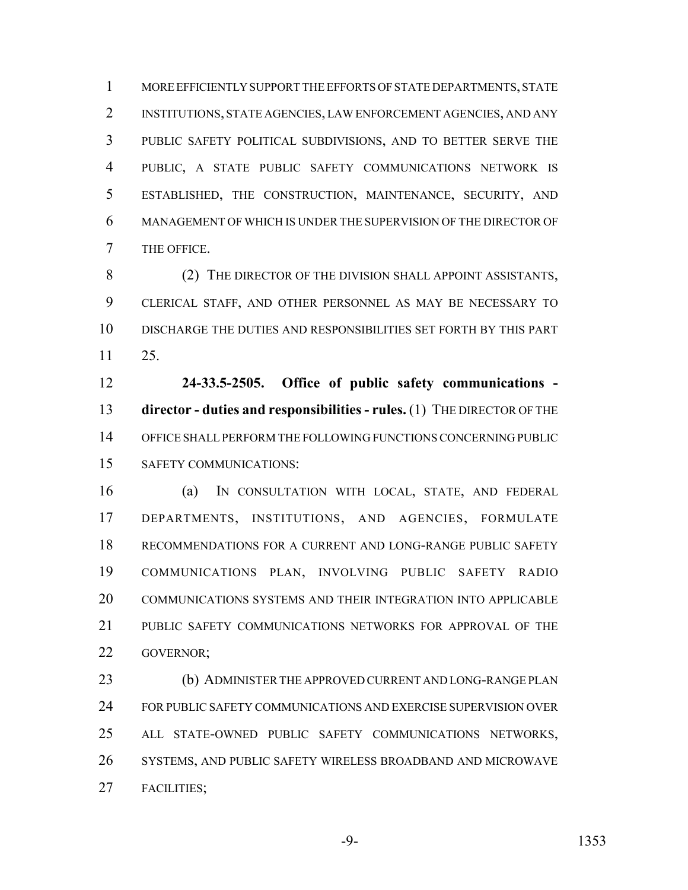MORE EFFICIENTLY SUPPORT THE EFFORTS OF STATE DEPARTMENTS, STATE INSTITUTIONS, STATE AGENCIES, LAW ENFORCEMENT AGENCIES, AND ANY PUBLIC SAFETY POLITICAL SUBDIVISIONS, AND TO BETTER SERVE THE PUBLIC, A STATE PUBLIC SAFETY COMMUNICATIONS NETWORK IS ESTABLISHED, THE CONSTRUCTION, MAINTENANCE, SECURITY, AND MANAGEMENT OF WHICH IS UNDER THE SUPERVISION OF THE DIRECTOR OF THE OFFICE.

(2) THE DIRECTOR OF THE DIVISION SHALL APPOINT ASSISTANTS, CLERICAL STAFF, AND OTHER PERSONNEL AS MAY BE NECESSARY TO DISCHARGE THE DUTIES AND RESPONSIBILITIES SET FORTH BY THIS PART 25.

**24-33.5-2505. Office of public safety communications - director - duties and responsibilities - rules.** (1) THE DIRECTOR OF THE OFFICE SHALL PERFORM THE FOLLOWING FUNCTIONS CONCERNING PUBLIC SAFETY COMMUNICATIONS:

(a) IN CONSULTATION WITH LOCAL, STATE, AND FEDERAL DEPARTMENTS, INSTITUTIONS, AND AGENCIES, FORMULATE RECOMMENDATIONS FOR A CURRENT AND LONG-RANGE PUBLIC SAFETY COMMUNICATIONS PLAN, INVOLVING PUBLIC SAFETY RADIO COMMUNICATIONS SYSTEMS AND THEIR INTEGRATION INTO APPLICABLE PUBLIC SAFETY COMMUNICATIONS NETWORKS FOR APPROVAL OF THE GOVERNOR;

(b) ADMINISTER THE APPROVED CURRENT AND LONG-RANGE PLAN FOR PUBLIC SAFETY COMMUNICATIONS AND EXERCISE SUPERVISION OVER ALL STATE-OWNED PUBLIC SAFETY COMMUNICATIONS NETWORKS, SYSTEMS, AND PUBLIC SAFETY WIRELESS BROADBAND AND MICROWAVE FACILITIES;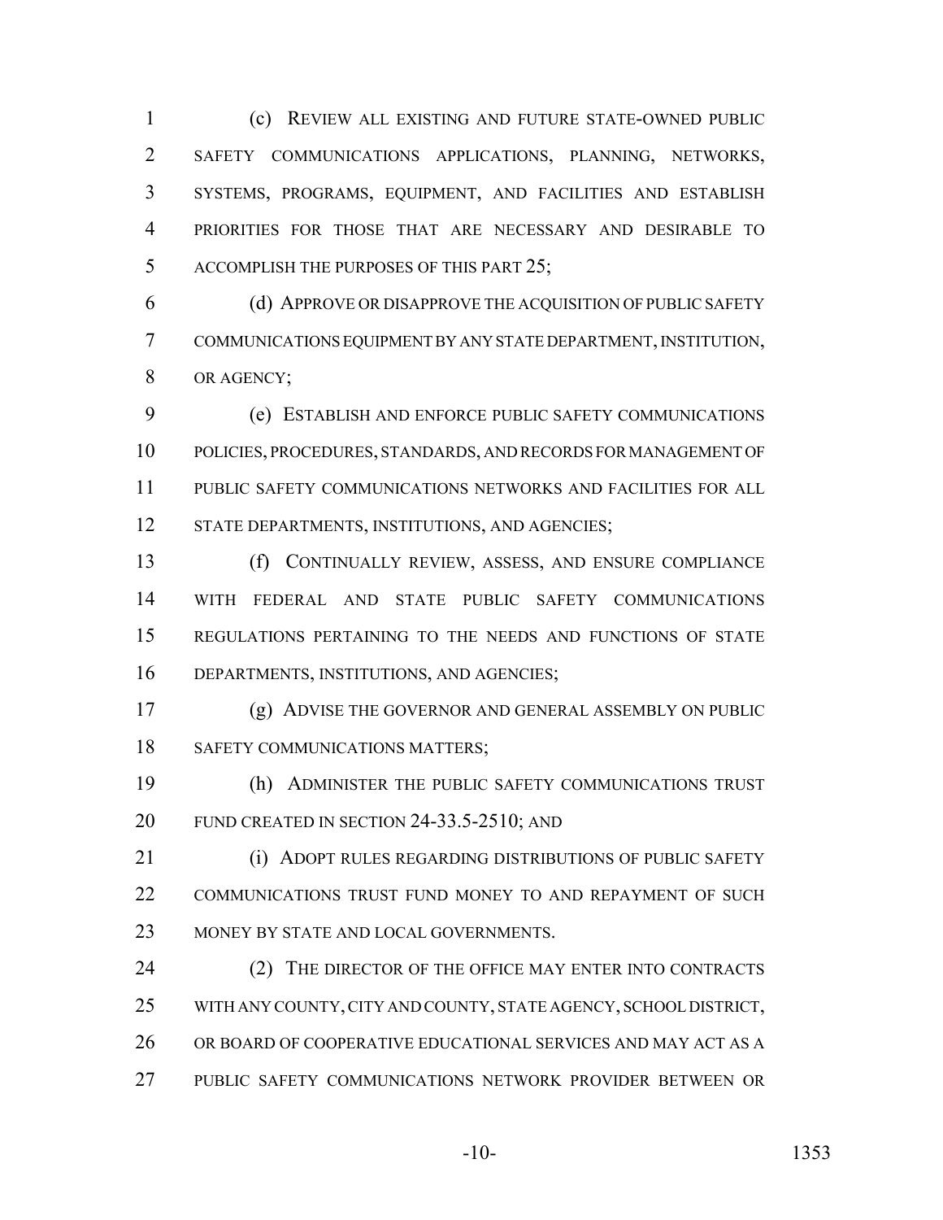(c) REVIEW ALL EXISTING AND FUTURE STATE-OWNED PUBLIC SAFETY COMMUNICATIONS APPLICATIONS, PLANNING, NETWORKS, SYSTEMS, PROGRAMS, EQUIPMENT, AND FACILITIES AND ESTABLISH PRIORITIES FOR THOSE THAT ARE NECESSARY AND DESIRABLE TO ACCOMPLISH THE PURPOSES OF THIS PART 25;

(d) APPROVE OR DISAPPROVE THE ACQUISITION OF PUBLIC SAFETY COMMUNICATIONS EQUIPMENT BY ANY STATE DEPARTMENT, INSTITUTION, OR AGENCY;

(e) ESTABLISH AND ENFORCE PUBLIC SAFETY COMMUNICATIONS POLICIES, PROCEDURES, STANDARDS, AND RECORDS FOR MANAGEMENT OF PUBLIC SAFETY COMMUNICATIONS NETWORKS AND FACILITIES FOR ALL STATE DEPARTMENTS, INSTITUTIONS, AND AGENCIES;

(f) CONTINUALLY REVIEW, ASSESS, AND ENSURE COMPLIANCE WITH FEDERAL AND STATE PUBLIC SAFETY COMMUNICATIONS REGULATIONS PERTAINING TO THE NEEDS AND FUNCTIONS OF STATE DEPARTMENTS, INSTITUTIONS, AND AGENCIES;

(g) ADVISE THE GOVERNOR AND GENERAL ASSEMBLY ON PUBLIC SAFETY COMMUNICATIONS MATTERS;

(h) ADMINISTER THE PUBLIC SAFETY COMMUNICATIONS TRUST FUND CREATED IN SECTION 24-33.5-2510; AND

(i) ADOPT RULES REGARDING DISTRIBUTIONS OF PUBLIC SAFETY COMMUNICATIONS TRUST FUND MONEY TO AND REPAYMENT OF SUCH MONEY BY STATE AND LOCAL GOVERNMENTS.

(2) THE DIRECTOR OF THE OFFICE MAY ENTER INTO CONTRACTS WITH ANY COUNTY, CITY AND COUNTY, STATE AGENCY, SCHOOL DISTRICT, OR BOARD OF COOPERATIVE EDUCATIONAL SERVICES AND MAY ACT AS A PUBLIC SAFETY COMMUNICATIONS NETWORK PROVIDER BETWEEN OR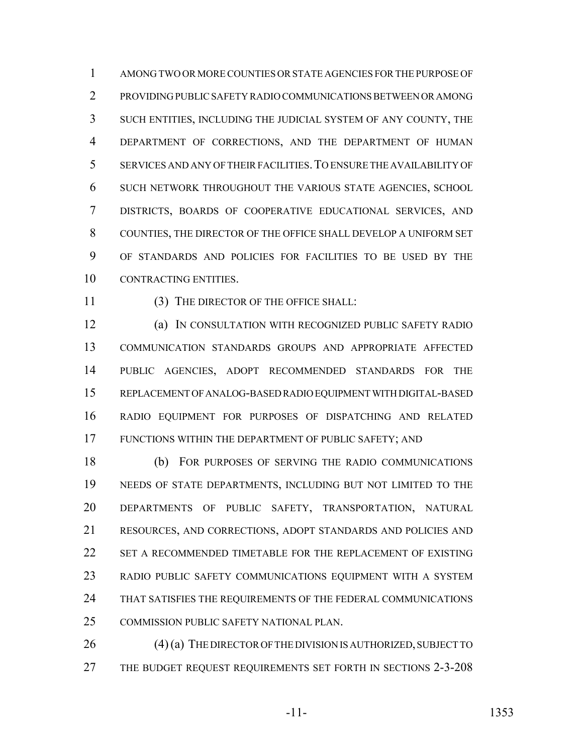AMONG TWO OR MORE COUNTIES OR STATE AGENCIES FOR THE PURPOSE OF PROVIDING PUBLIC SAFETY RADIO COMMUNICATIONS BETWEEN OR AMONG SUCH ENTITIES, INCLUDING THE JUDICIAL SYSTEM OF ANY COUNTY, THE DEPARTMENT OF CORRECTIONS, AND THE DEPARTMENT OF HUMAN SERVICES AND ANY OF THEIR FACILITIES. TO ENSURE THE AVAILABILITY OF SUCH NETWORK THROUGHOUT THE VARIOUS STATE AGENCIES, SCHOOL DISTRICTS, BOARDS OF COOPERATIVE EDUCATIONAL SERVICES, AND COUNTIES, THE DIRECTOR OF THE OFFICE SHALL DEVELOP A UNIFORM SET OF STANDARDS AND POLICIES FOR FACILITIES TO BE USED BY THE CONTRACTING ENTITIES.

(3) THE DIRECTOR OF THE OFFICE SHALL:

(a) IN CONSULTATION WITH RECOGNIZED PUBLIC SAFETY RADIO COMMUNICATION STANDARDS GROUPS AND APPROPRIATE AFFECTED PUBLIC AGENCIES, ADOPT RECOMMENDED STANDARDS FOR THE REPLACEMENT OF ANALOG-BASED RADIO EQUIPMENT WITH DIGITAL-BASED RADIO EQUIPMENT FOR PURPOSES OF DISPATCHING AND RELATED FUNCTIONS WITHIN THE DEPARTMENT OF PUBLIC SAFETY; AND

(b) FOR PURPOSES OF SERVING THE RADIO COMMUNICATIONS NEEDS OF STATE DEPARTMENTS, INCLUDING BUT NOT LIMITED TO THE DEPARTMENTS OF PUBLIC SAFETY, TRANSPORTATION, NATURAL RESOURCES, AND CORRECTIONS, ADOPT STANDARDS AND POLICIES AND SET A RECOMMENDED TIMETABLE FOR THE REPLACEMENT OF EXISTING RADIO PUBLIC SAFETY COMMUNICATIONS EQUIPMENT WITH A SYSTEM THAT SATISFIES THE REQUIREMENTS OF THE FEDERAL COMMUNICATIONS COMMISSION PUBLIC SAFETY NATIONAL PLAN.

(4) (a) THE DIRECTOR OF THE DIVISION IS AUTHORIZED, SUBJECT TO THE BUDGET REQUEST REQUIREMENTS SET FORTH IN SECTIONS 2-3-208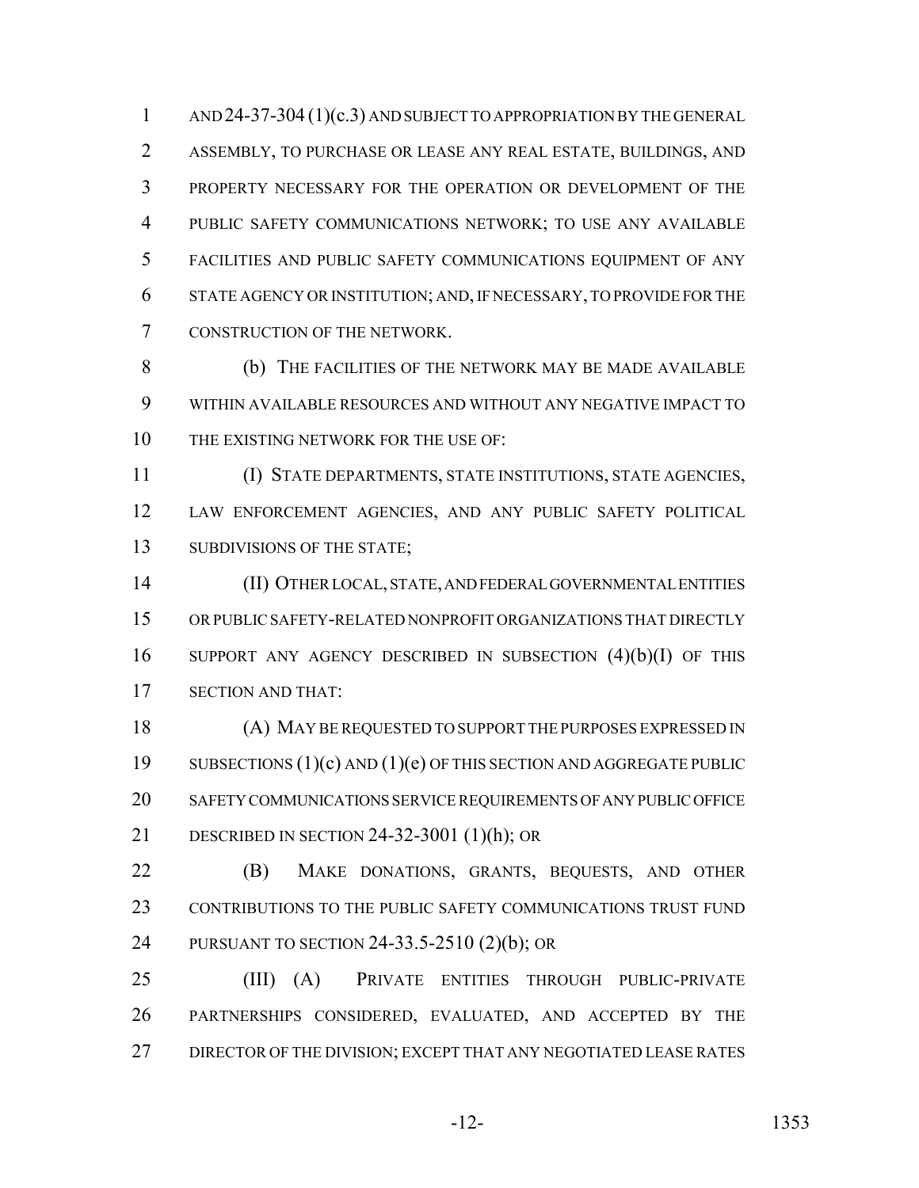AND 24-37-304 (1)(c.3) AND SUBJECT TO APPROPRIATION BY THE GENERAL ASSEMBLY, TO PURCHASE OR LEASE ANY REAL ESTATE, BUILDINGS, AND PROPERTY NECESSARY FOR THE OPERATION OR DEVELOPMENT OF THE PUBLIC SAFETY COMMUNICATIONS NETWORK; TO USE ANY AVAILABLE FACILITIES AND PUBLIC SAFETY COMMUNICATIONS EQUIPMENT OF ANY STATE AGENCY OR INSTITUTION; AND, IF NECESSARY, TO PROVIDE FOR THE CONSTRUCTION OF THE NETWORK.

(b) THE FACILITIES OF THE NETWORK MAY BE MADE AVAILABLE WITHIN AVAILABLE RESOURCES AND WITHOUT ANY NEGATIVE IMPACT TO THE EXISTING NETWORK FOR THE USE OF:

(I) STATE DEPARTMENTS, STATE INSTITUTIONS, STATE AGENCIES, LAW ENFORCEMENT AGENCIES, AND ANY PUBLIC SAFETY POLITICAL SUBDIVISIONS OF THE STATE;

(II) OTHER LOCAL, STATE, AND FEDERAL GOVERNMENTAL ENTITIES OR PUBLIC SAFETY-RELATED NONPROFIT ORGANIZATIONS THAT DIRECTLY SUPPORT ANY AGENCY DESCRIBED IN SUBSECTION (4)(b)(I) OF THIS SECTION AND THAT:

(A) MAY BE REQUESTED TO SUPPORT THE PURPOSES EXPRESSED IN SUBSECTIONS (1)(c) AND (1)(e) OF THIS SECTION AND AGGREGATE PUBLIC SAFETY COMMUNICATIONS SERVICE REQUIREMENTS OF ANY PUBLIC OFFICE DESCRIBED IN SECTION 24-32-3001 (1)(h); OR

(B) MAKE DONATIONS, GRANTS, BEQUESTS, AND OTHER CONTRIBUTIONS TO THE PUBLIC SAFETY COMMUNICATIONS TRUST FUND PURSUANT TO SECTION 24-33.5-2510 (2)(b); OR

(III) (A) PRIVATE ENTITIES THROUGH PUBLIC-PRIVATE PARTNERSHIPS CONSIDERED, EVALUATED, AND ACCEPTED BY THE DIRECTOR OF THE DIVISION; EXCEPT THAT ANY NEGOTIATED LEASE RATES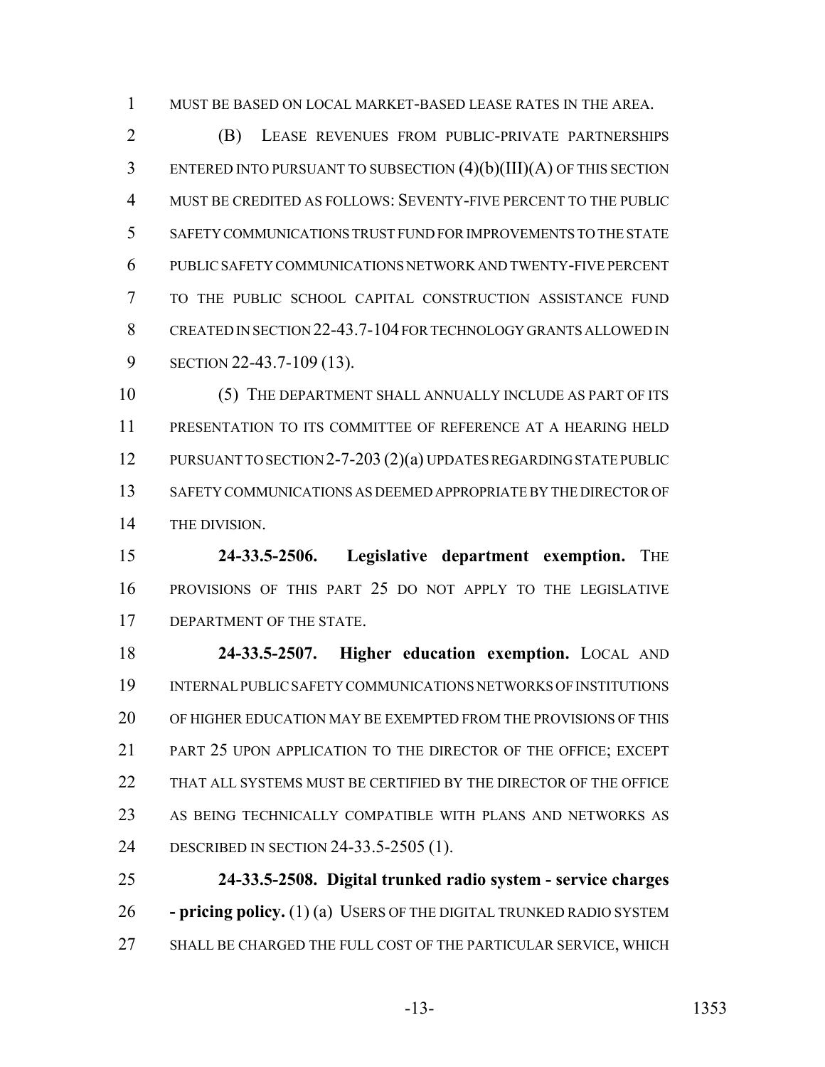MUST BE BASED ON LOCAL MARKET-BASED LEASE RATES IN THE AREA.

(B) LEASE REVENUES FROM PUBLIC-PRIVATE PARTNERSHIPS ENTERED INTO PURSUANT TO SUBSECTION (4)(b)(III)(A) OF THIS SECTION MUST BE CREDITED AS FOLLOWS: SEVENTY-FIVE PERCENT TO THE PUBLIC SAFETY COMMUNICATIONS TRUST FUND FOR IMPROVEMENTS TO THE STATE PUBLIC SAFETY COMMUNICATIONS NETWORK AND TWENTY-FIVE PERCENT TO THE PUBLIC SCHOOL CAPITAL CONSTRUCTION ASSISTANCE FUND CREATED IN SECTION 22-43.7-104 FOR TECHNOLOGY GRANTS ALLOWED IN SECTION 22-43.7-109 (13).

(5) THE DEPARTMENT SHALL ANNUALLY INCLUDE AS PART OF ITS PRESENTATION TO ITS COMMITTEE OF REFERENCE AT A HEARING HELD PURSUANT TO SECTION 2-7-203 (2)(a) UPDATES REGARDING STATE PUBLIC SAFETY COMMUNICATIONS AS DEEMED APPROPRIATE BY THE DIRECTOR OF THE DIVISION.

**24-33.5-2506. Legislative department exemption.** THE PROVISIONS OF THIS PART 25 DO NOT APPLY TO THE LEGISLATIVE DEPARTMENT OF THE STATE.

**24-33.5-2507. Higher education exemption.** LOCAL AND INTERNAL PUBLIC SAFETY COMMUNICATIONS NETWORKS OF INSTITUTIONS OF HIGHER EDUCATION MAY BE EXEMPTED FROM THE PROVISIONS OF THIS PART 25 UPON APPLICATION TO THE DIRECTOR OF THE OFFICE; EXCEPT THAT ALL SYSTEMS MUST BE CERTIFIED BY THE DIRECTOR OF THE OFFICE AS BEING TECHNICALLY COMPATIBLE WITH PLANS AND NETWORKS AS DESCRIBED IN SECTION 24-33.5-2505 (1).

**24-33.5-2508. Digital trunked radio system - service charges - pricing policy.** (1) (a) USERS OF THE DIGITAL TRUNKED RADIO SYSTEM SHALL BE CHARGED THE FULL COST OF THE PARTICULAR SERVICE, WHICH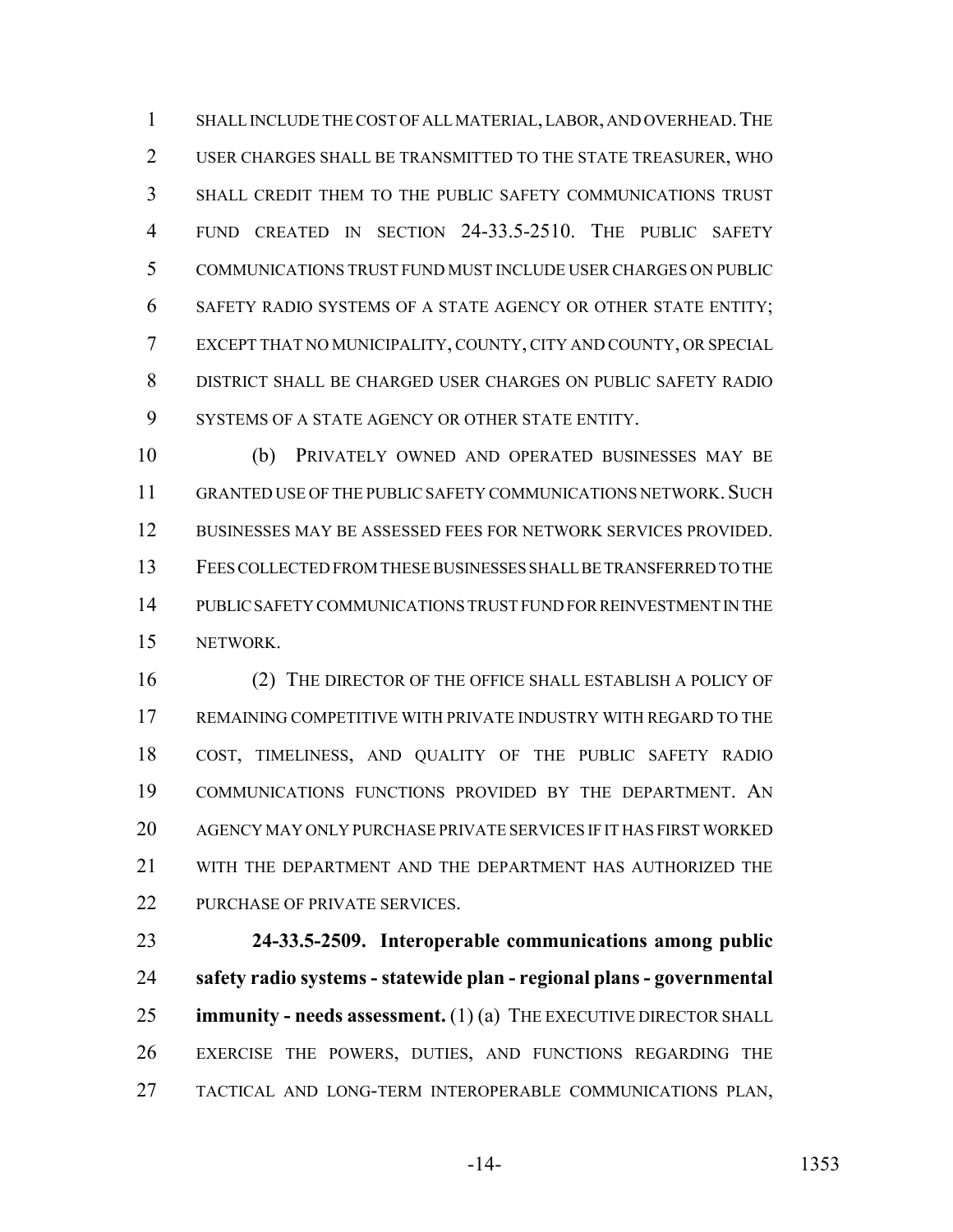SHALL INCLUDE THE COST OF ALL MATERIAL, LABOR, AND OVERHEAD. THE USER CHARGES SHALL BE TRANSMITTED TO THE STATE TREASURER, WHO SHALL CREDIT THEM TO THE PUBLIC SAFETY COMMUNICATIONS TRUST FUND CREATED IN SECTION 24-33.5-2510. THE PUBLIC SAFETY COMMUNICATIONS TRUST FUND MUST INCLUDE USER CHARGES ON PUBLIC SAFETY RADIO SYSTEMS OF A STATE AGENCY OR OTHER STATE ENTITY; EXCEPT THAT NO MUNICIPALITY, COUNTY, CITY AND COUNTY, OR SPECIAL DISTRICT SHALL BE CHARGED USER CHARGES ON PUBLIC SAFETY RADIO SYSTEMS OF A STATE AGENCY OR OTHER STATE ENTITY.

(b) PRIVATELY OWNED AND OPERATED BUSINESSES MAY BE GRANTED USE OF THE PUBLIC SAFETY COMMUNICATIONS NETWORK. SUCH BUSINESSES MAY BE ASSESSED FEES FOR NETWORK SERVICES PROVIDED. FEES COLLECTED FROM THESE BUSINESSES SHALL BE TRANSFERRED TO THE PUBLIC SAFETY COMMUNICATIONS TRUST FUND FOR REINVESTMENT IN THE NETWORK.

(2) THE DIRECTOR OF THE OFFICE SHALL ESTABLISH A POLICY OF REMAINING COMPETITIVE WITH PRIVATE INDUSTRY WITH REGARD TO THE COST, TIMELINESS, AND QUALITY OF THE PUBLIC SAFETY RADIO COMMUNICATIONS FUNCTIONS PROVIDED BY THE DEPARTMENT. AN AGENCY MAY ONLY PURCHASE PRIVATE SERVICES IF IT HAS FIRST WORKED WITH THE DEPARTMENT AND THE DEPARTMENT HAS AUTHORIZED THE PURCHASE OF PRIVATE SERVICES.

**24-33.5-2509. Interoperable communications among public safety radio systems - statewide plan - regional plans - governmental immunity - needs assessment.** (1) (a) THE EXECUTIVE DIRECTOR SHALL EXERCISE THE POWERS, DUTIES, AND FUNCTIONS REGARDING THE TACTICAL AND LONG-TERM INTEROPERABLE COMMUNICATIONS PLAN,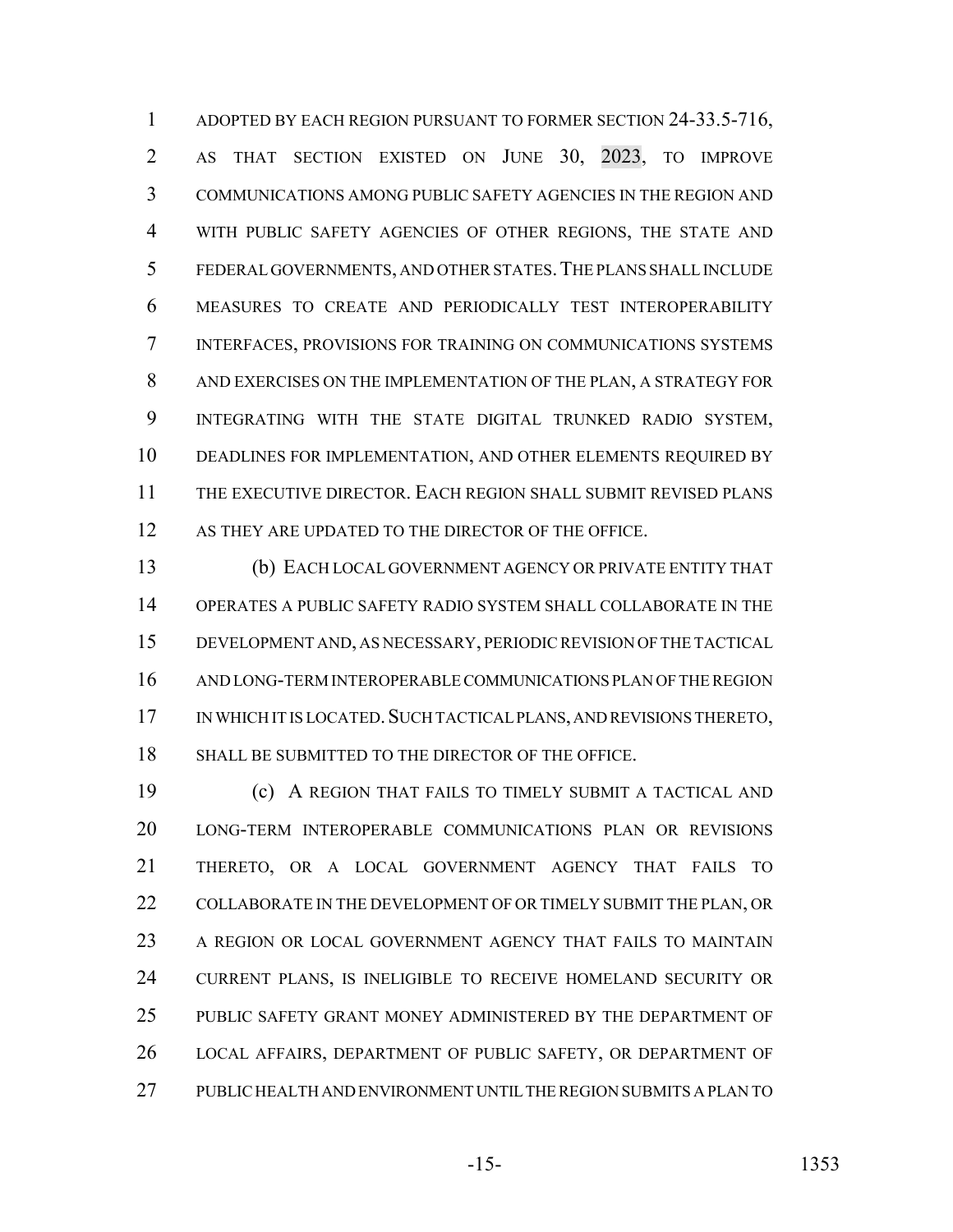ADOPTED BY EACH REGION PURSUANT TO FORMER SECTION 24-33.5-716, AS THAT SECTION EXISTED ON JUNE 30, 2023, TO IMPROVE COMMUNICATIONS AMONG PUBLIC SAFETY AGENCIES IN THE REGION AND WITH PUBLIC SAFETY AGENCIES OF OTHER REGIONS, THE STATE AND FEDERAL GOVERNMENTS, AND OTHER STATES. THE PLANS SHALL INCLUDE MEASURES TO CREATE AND PERIODICALLY TEST INTEROPERABILITY INTERFACES, PROVISIONS FOR TRAINING ON COMMUNICATIONS SYSTEMS AND EXERCISES ON THE IMPLEMENTATION OF THE PLAN, A STRATEGY FOR INTEGRATING WITH THE STATE DIGITAL TRUNKED RADIO SYSTEM, DEADLINES FOR IMPLEMENTATION, AND OTHER ELEMENTS REQUIRED BY THE EXECUTIVE DIRECTOR. EACH REGION SHALL SUBMIT REVISED PLANS AS THEY ARE UPDATED TO THE DIRECTOR OF THE OFFICE.

(b) EACH LOCAL GOVERNMENT AGENCY OR PRIVATE ENTITY THAT OPERATES A PUBLIC SAFETY RADIO SYSTEM SHALL COLLABORATE IN THE DEVELOPMENT AND, AS NECESSARY, PERIODIC REVISION OF THE TACTICAL AND LONG-TERM INTEROPERABLE COMMUNICATIONS PLAN OF THE REGION IN WHICH IT IS LOCATED. SUCH TACTICAL PLANS, AND REVISIONS THERETO, SHALL BE SUBMITTED TO THE DIRECTOR OF THE OFFICE.

(c) A REGION THAT FAILS TO TIMELY SUBMIT A TACTICAL AND LONG-TERM INTEROPERABLE COMMUNICATIONS PLAN OR REVISIONS THERETO, OR A LOCAL GOVERNMENT AGENCY THAT FAILS TO COLLABORATE IN THE DEVELOPMENT OF OR TIMELY SUBMIT THE PLAN, OR A REGION OR LOCAL GOVERNMENT AGENCY THAT FAILS TO MAINTAIN CURRENT PLANS, IS INELIGIBLE TO RECEIVE HOMELAND SECURITY OR PUBLIC SAFETY GRANT MONEY ADMINISTERED BY THE DEPARTMENT OF LOCAL AFFAIRS, DEPARTMENT OF PUBLIC SAFETY, OR DEPARTMENT OF PUBLIC HEALTH AND ENVIRONMENT UNTIL THE REGION SUBMITS A PLAN TO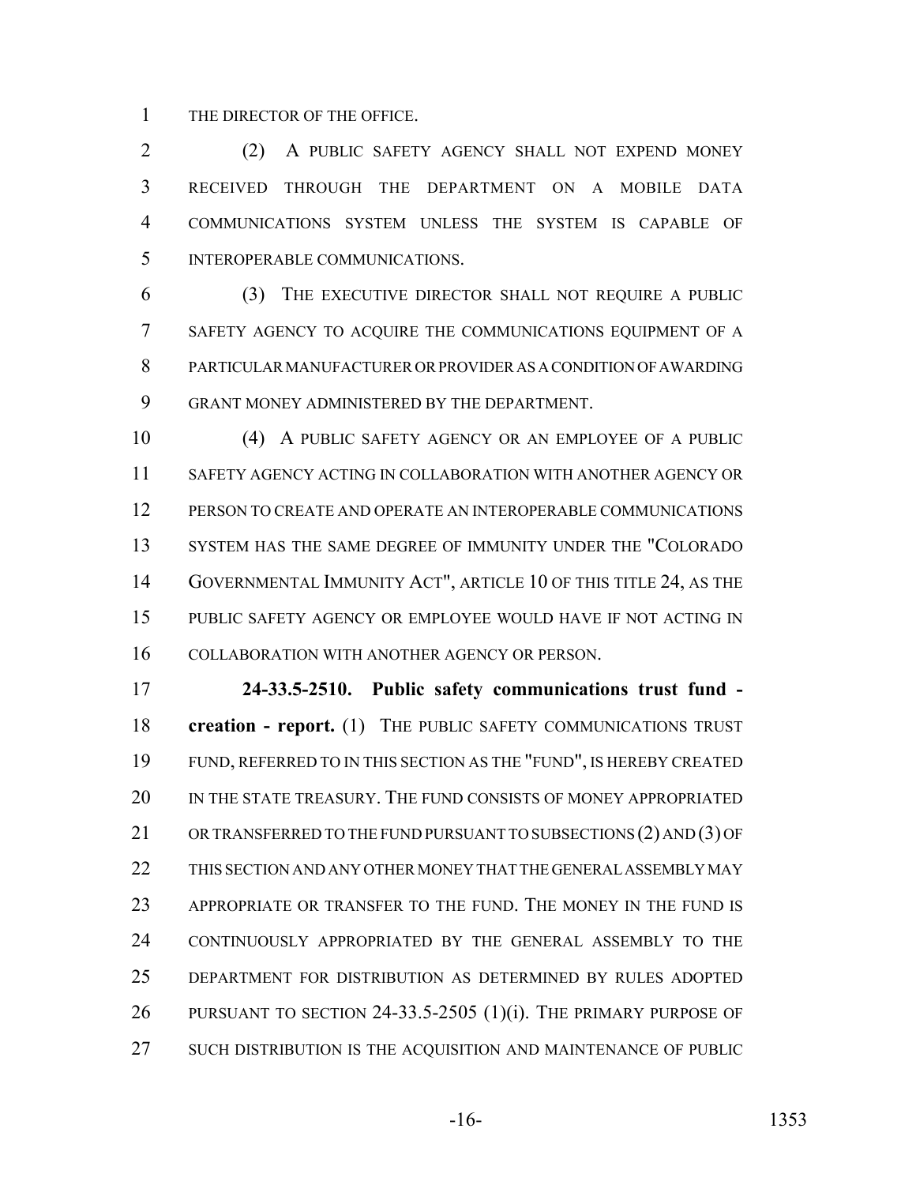THE DIRECTOR OF THE OFFICE.

(2) A PUBLIC SAFETY AGENCY SHALL NOT EXPEND MONEY RECEIVED THROUGH THE DEPARTMENT ON A MOBILE DATA COMMUNICATIONS SYSTEM UNLESS THE SYSTEM IS CAPABLE OF INTEROPERABLE COMMUNICATIONS.

(3) THE EXECUTIVE DIRECTOR SHALL NOT REQUIRE A PUBLIC SAFETY AGENCY TO ACQUIRE THE COMMUNICATIONS EQUIPMENT OF A PARTICULAR MANUFACTURER OR PROVIDER AS A CONDITION OF AWARDING GRANT MONEY ADMINISTERED BY THE DEPARTMENT.

(4) A PUBLIC SAFETY AGENCY OR AN EMPLOYEE OF A PUBLIC SAFETY AGENCY ACTING IN COLLABORATION WITH ANOTHER AGENCY OR PERSON TO CREATE AND OPERATE AN INTEROPERABLE COMMUNICATIONS SYSTEM HAS THE SAME DEGREE OF IMMUNITY UNDER THE "COLORADO GOVERNMENTAL IMMUNITY ACT", ARTICLE 10 OF THIS TITLE 24, AS THE PUBLIC SAFETY AGENCY OR EMPLOYEE WOULD HAVE IF NOT ACTING IN COLLABORATION WITH ANOTHER AGENCY OR PERSON.

**24-33.5-2510. Public safety communications trust fund - creation - report.** (1) THE PUBLIC SAFETY COMMUNICATIONS TRUST FUND, REFERRED TO IN THIS SECTION AS THE "FUND", IS HEREBY CREATED IN THE STATE TREASURY. THE FUND CONSISTS OF MONEY APPROPRIATED OR TRANSFERRED TO THE FUND PURSUANT TO SUBSECTIONS (2) AND (3) OF THIS SECTION AND ANY OTHER MONEY THAT THE GENERAL ASSEMBLY MAY APPROPRIATE OR TRANSFER TO THE FUND. THE MONEY IN THE FUND IS CONTINUOUSLY APPROPRIATED BY THE GENERAL ASSEMBLY TO THE DEPARTMENT FOR DISTRIBUTION AS DETERMINED BY RULES ADOPTED PURSUANT TO SECTION 24-33.5-2505 (1)(i). THE PRIMARY PURPOSE OF SUCH DISTRIBUTION IS THE ACQUISITION AND MAINTENANCE OF PUBLIC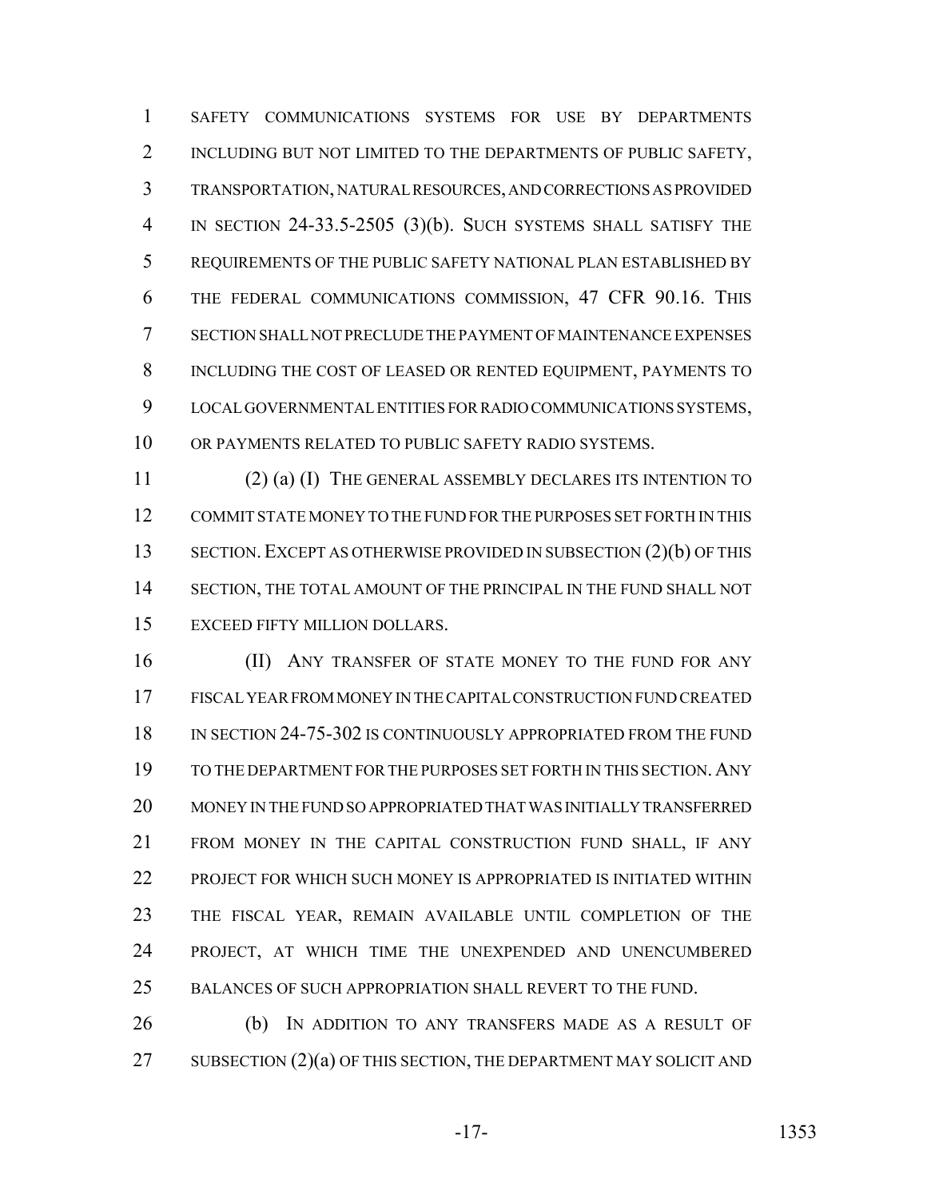SAFETY COMMUNICATIONS SYSTEMS FOR USE BY DEPARTMENTS INCLUDING BUT NOT LIMITED TO THE DEPARTMENTS OF PUBLIC SAFETY, TRANSPORTATION, NATURAL RESOURCES, AND CORRECTIONS AS PROVIDED IN SECTION 24-33.5-2505 (3)(b). SUCH SYSTEMS SHALL SATISFY THE REQUIREMENTS OF THE PUBLIC SAFETY NATIONAL PLAN ESTABLISHED BY THE FEDERAL COMMUNICATIONS COMMISSION, 47 CFR 90.16. THIS SECTION SHALL NOT PRECLUDE THE PAYMENT OF MAINTENANCE EXPENSES INCLUDING THE COST OF LEASED OR RENTED EQUIPMENT, PAYMENTS TO LOCAL GOVERNMENTAL ENTITIES FOR RADIO COMMUNICATIONS SYSTEMS, OR PAYMENTS RELATED TO PUBLIC SAFETY RADIO SYSTEMS.

(2) (a) (I) THE GENERAL ASSEMBLY DECLARES ITS INTENTION TO COMMIT STATE MONEY TO THE FUND FOR THE PURPOSES SET FORTH IN THIS SECTION. EXCEPT AS OTHERWISE PROVIDED IN SUBSECTION (2)(b) OF THIS SECTION, THE TOTAL AMOUNT OF THE PRINCIPAL IN THE FUND SHALL NOT EXCEED FIFTY MILLION DOLLARS.

(II) ANY TRANSFER OF STATE MONEY TO THE FUND FOR ANY FISCAL YEAR FROM MONEY IN THE CAPITAL CONSTRUCTION FUND CREATED IN SECTION 24-75-302 IS CONTINUOUSLY APPROPRIATED FROM THE FUND TO THE DEPARTMENT FOR THE PURPOSES SET FORTH IN THIS SECTION. ANY MONEY IN THE FUND SO APPROPRIATED THAT WAS INITIALLY TRANSFERRED FROM MONEY IN THE CAPITAL CONSTRUCTION FUND SHALL, IF ANY PROJECT FOR WHICH SUCH MONEY IS APPROPRIATED IS INITIATED WITHIN THE FISCAL YEAR, REMAIN AVAILABLE UNTIL COMPLETION OF THE PROJECT, AT WHICH TIME THE UNEXPENDED AND UNENCUMBERED BALANCES OF SUCH APPROPRIATION SHALL REVERT TO THE FUND.

(b) IN ADDITION TO ANY TRANSFERS MADE AS A RESULT OF SUBSECTION (2)(a) OF THIS SECTION, THE DEPARTMENT MAY SOLICIT AND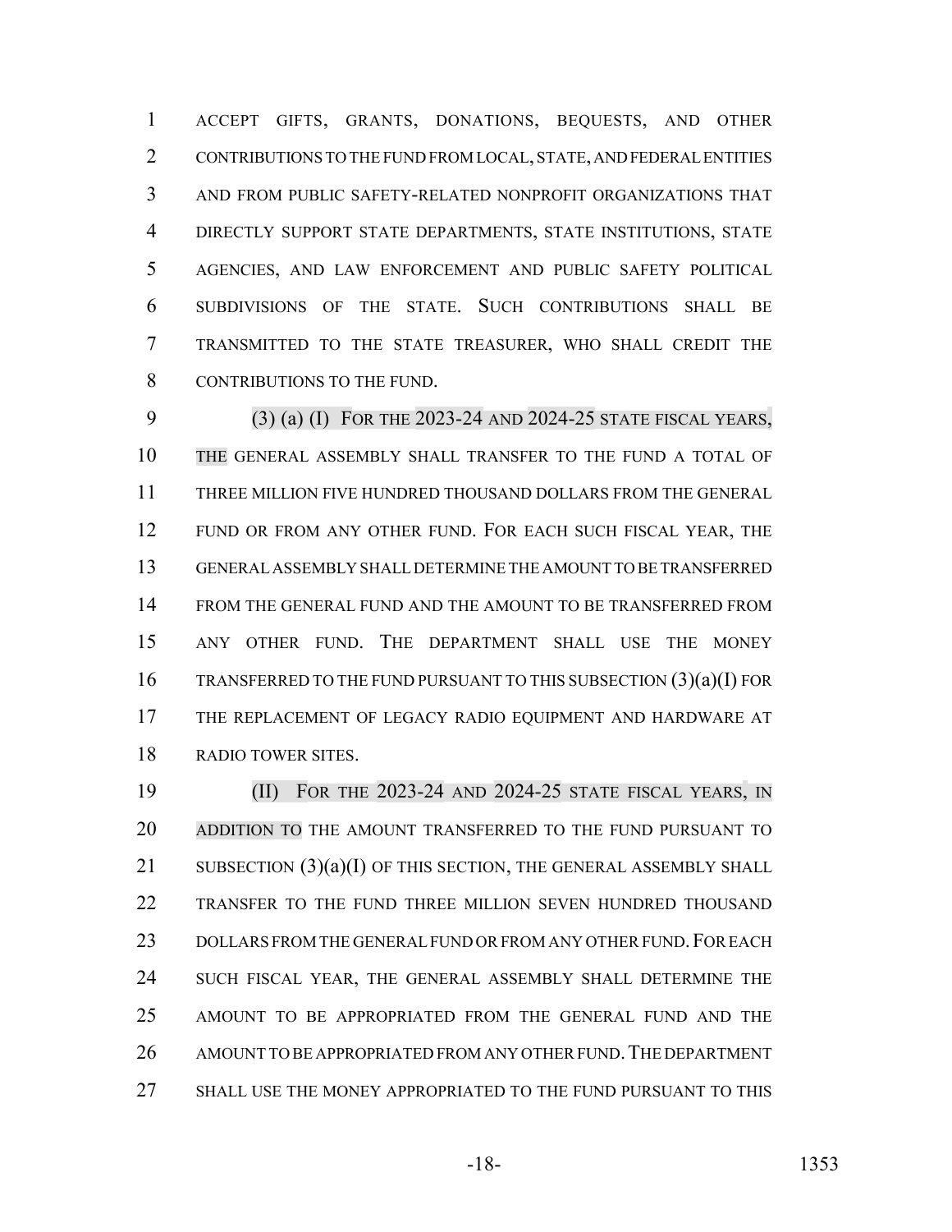ACCEPT GIFTS, GRANTS, DONATIONS, BEQUESTS, AND OTHER CONTRIBUTIONS TO THE FUND FROM LOCAL, STATE, AND FEDERAL ENTITIES AND FROM PUBLIC SAFETY-RELATED NONPROFIT ORGANIZATIONS THAT DIRECTLY SUPPORT STATE DEPARTMENTS, STATE INSTITUTIONS, STATE AGENCIES, AND LAW ENFORCEMENT AND PUBLIC SAFETY POLITICAL SUBDIVISIONS OF THE STATE. SUCH CONTRIBUTIONS SHALL BE TRANSMITTED TO THE STATE TREASURER, WHO SHALL CREDIT THE CONTRIBUTIONS TO THE FUND.

(3) (a) (I) FOR THE 2023-24 AND 2024-25 STATE FISCAL YEARS, THE GENERAL ASSEMBLY SHALL TRANSFER TO THE FUND A TOTAL OF THREE MILLION FIVE HUNDRED THOUSAND DOLLARS FROM THE GENERAL FUND OR FROM ANY OTHER FUND. FOR EACH SUCH FISCAL YEAR, THE GENERAL ASSEMBLY SHALL DETERMINE THE AMOUNT TO BE TRANSFERRED FROM THE GENERAL FUND AND THE AMOUNT TO BE TRANSFERRED FROM ANY OTHER FUND. THE DEPARTMENT SHALL USE THE MONEY TRANSFERRED TO THE FUND PURSUANT TO THIS SUBSECTION (3)(a)(I) FOR THE REPLACEMENT OF LEGACY RADIO EQUIPMENT AND HARDWARE AT RADIO TOWER SITES.

(II) FOR THE 2023-24 AND 2024-25 STATE FISCAL YEARS, IN ADDITION TO THE AMOUNT TRANSFERRED TO THE FUND PURSUANT TO SUBSECTION (3)(a)(I) OF THIS SECTION, THE GENERAL ASSEMBLY SHALL TRANSFER TO THE FUND THREE MILLION SEVEN HUNDRED THOUSAND DOLLARS FROM THE GENERAL FUND OR FROM ANY OTHER FUND. FOR EACH SUCH FISCAL YEAR, THE GENERAL ASSEMBLY SHALL DETERMINE THE AMOUNT TO BE APPROPRIATED FROM THE GENERAL FUND AND THE AMOUNT TO BE APPROPRIATED FROM ANY OTHER FUND. THE DEPARTMENT SHALL USE THE MONEY APPROPRIATED TO THE FUND PURSUANT TO THIS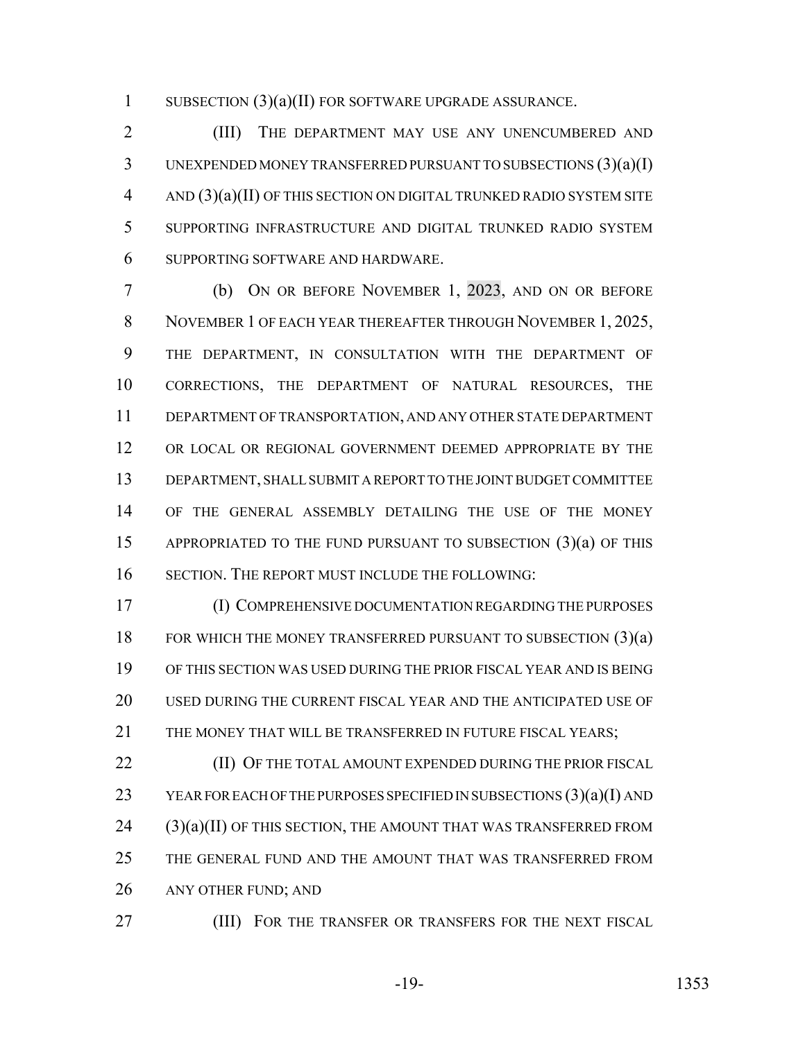SUBSECTION (3)(a)(II) FOR SOFTWARE UPGRADE ASSURANCE.

(III) THE DEPARTMENT MAY USE ANY UNENCUMBERED AND UNEXPENDED MONEY TRANSFERRED PURSUANT TO SUBSECTIONS (3)(a)(I) AND (3)(a)(II) OF THIS SECTION ON DIGITAL TRUNKED RADIO SYSTEM SITE SUPPORTING INFRASTRUCTURE AND DIGITAL TRUNKED RADIO SYSTEM SUPPORTING SOFTWARE AND HARDWARE.

(b) ON OR BEFORE NOVEMBER 1, 2023, AND ON OR BEFORE NOVEMBER 1 OF EACH YEAR THEREAFTER THROUGH NOVEMBER 1, 2025, THE DEPARTMENT, IN CONSULTATION WITH THE DEPARTMENT OF CORRECTIONS, THE DEPARTMENT OF NATURAL RESOURCES, THE DEPARTMENT OF TRANSPORTATION, AND ANY OTHER STATE DEPARTMENT OR LOCAL OR REGIONAL GOVERNMENT DEEMED APPROPRIATE BY THE DEPARTMENT, SHALL SUBMIT A REPORT TO THE JOINT BUDGET COMMITTEE OF THE GENERAL ASSEMBLY DETAILING THE USE OF THE MONEY APPROPRIATED TO THE FUND PURSUANT TO SUBSECTION (3)(a) OF THIS SECTION. THE REPORT MUST INCLUDE THE FOLLOWING:

(I) COMPREHENSIVE DOCUMENTATION REGARDING THE PURPOSES FOR WHICH THE MONEY TRANSFERRED PURSUANT TO SUBSECTION (3)(a) OF THIS SECTION WAS USED DURING THE PRIOR FISCAL YEAR AND IS BEING USED DURING THE CURRENT FISCAL YEAR AND THE ANTICIPATED USE OF THE MONEY THAT WILL BE TRANSFERRED IN FUTURE FISCAL YEARS;

(II) OF THE TOTAL AMOUNT EXPENDED DURING THE PRIOR FISCAL YEAR FOR EACH OF THE PURPOSES SPECIFIED IN SUBSECTIONS (3)(a)(I) AND (3)(a)(II) OF THIS SECTION, THE AMOUNT THAT WAS TRANSFERRED FROM THE GENERAL FUND AND THE AMOUNT THAT WAS TRANSFERRED FROM ANY OTHER FUND; AND

(III) FOR THE TRANSFER OR TRANSFERS FOR THE NEXT FISCAL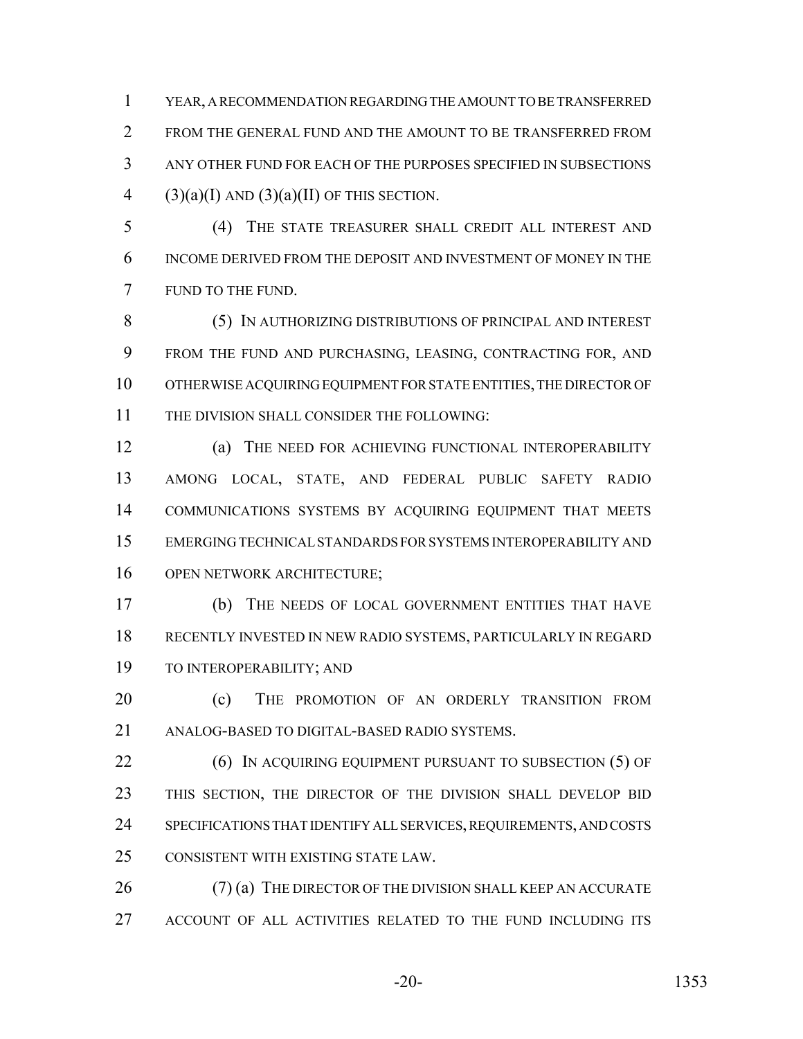YEAR, A RECOMMENDATION REGARDING THE AMOUNT TO BE TRANSFERRED FROM THE GENERAL FUND AND THE AMOUNT TO BE TRANSFERRED FROM ANY OTHER FUND FOR EACH OF THE PURPOSES SPECIFIED IN SUBSECTIONS (3)(a)(I) AND (3)(a)(II) OF THIS SECTION.

(4) THE STATE TREASURER SHALL CREDIT ALL INTEREST AND INCOME DERIVED FROM THE DEPOSIT AND INVESTMENT OF MONEY IN THE FUND TO THE FUND.

(5) IN AUTHORIZING DISTRIBUTIONS OF PRINCIPAL AND INTEREST FROM THE FUND AND PURCHASING, LEASING, CONTRACTING FOR, AND OTHERWISE ACQUIRING EQUIPMENT FOR STATE ENTITIES, THE DIRECTOR OF THE DIVISION SHALL CONSIDER THE FOLLOWING:

(a) THE NEED FOR ACHIEVING FUNCTIONAL INTEROPERABILITY AMONG LOCAL, STATE, AND FEDERAL PUBLIC SAFETY RADIO COMMUNICATIONS SYSTEMS BY ACQUIRING EQUIPMENT THAT MEETS EMERGING TECHNICAL STANDARDS FOR SYSTEMS INTEROPERABILITY AND OPEN NETWORK ARCHITECTURE;

(b) THE NEEDS OF LOCAL GOVERNMENT ENTITIES THAT HAVE RECENTLY INVESTED IN NEW RADIO SYSTEMS, PARTICULARLY IN REGARD TO INTEROPERABILITY; AND

(c) THE PROMOTION OF AN ORDERLY TRANSITION FROM ANALOG-BASED TO DIGITAL-BASED RADIO SYSTEMS.

(6) IN ACQUIRING EQUIPMENT PURSUANT TO SUBSECTION (5) OF THIS SECTION, THE DIRECTOR OF THE DIVISION SHALL DEVELOP BID SPECIFICATIONS THAT IDENTIFY ALL SERVICES, REQUIREMENTS, AND COSTS CONSISTENT WITH EXISTING STATE LAW.

(7) (a) THE DIRECTOR OF THE DIVISION SHALL KEEP AN ACCURATE ACCOUNT OF ALL ACTIVITIES RELATED TO THE FUND INCLUDING ITS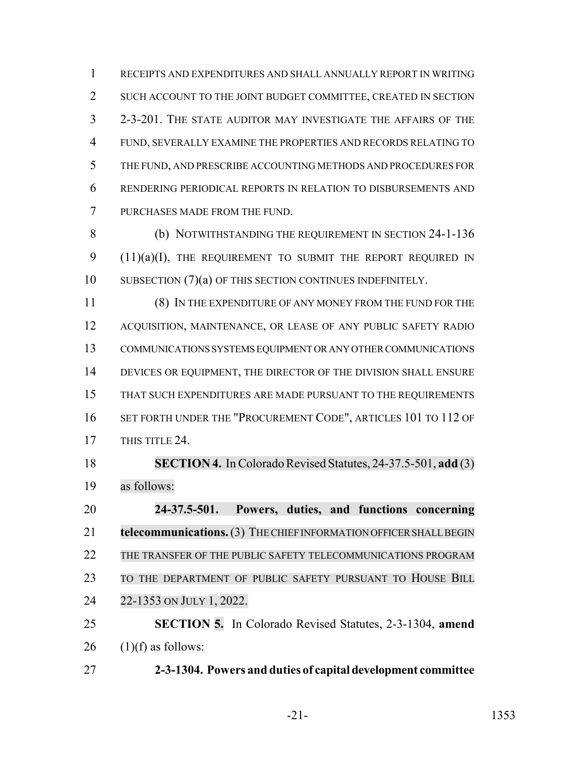RECEIPTS AND EXPENDITURES AND SHALL ANNUALLY REPORT IN WRITING SUCH ACCOUNT TO THE JOINT BUDGET COMMITTEE, CREATED IN SECTION 2-3-201. THE STATE AUDITOR MAY INVESTIGATE THE AFFAIRS OF THE FUND, SEVERALLY EXAMINE THE PROPERTIES AND RECORDS RELATING TO THE FUND, AND PRESCRIBE ACCOUNTING METHODS AND PROCEDURES FOR RENDERING PERIODICAL REPORTS IN RELATION TO DISBURSEMENTS AND PURCHASES MADE FROM THE FUND.

(b) NOTWITHSTANDING THE REQUIREMENT IN SECTION 24-1-136 (11)(a)(I), THE REQUIREMENT TO SUBMIT THE REPORT REQUIRED IN SUBSECTION (7)(a) OF THIS SECTION CONTINUES INDEFINITELY.

(8) IN THE EXPENDITURE OF ANY MONEY FROM THE FUND FOR THE ACQUISITION, MAINTENANCE, OR LEASE OF ANY PUBLIC SAFETY RADIO COMMUNICATIONS SYSTEMS EQUIPMENT OR ANY OTHER COMMUNICATIONS DEVICES OR EQUIPMENT, THE DIRECTOR OF THE DIVISION SHALL ENSURE THAT SUCH EXPENDITURES ARE MADE PURSUANT TO THE REQUIREMENTS SET FORTH UNDER THE "PROCUREMENT CODE", ARTICLES 101 TO 112 OF THIS TITLE 24.

**SECTION 4.** In Colorado Revised Statutes, 24-37.5-501, **add** (3) as follows:

**24-37.5-501. Powers, duties, and functions concerning telecommunications.** (3) THE CHIEF INFORMATION OFFICER SHALL BEGIN THE TRANSFER OF THE PUBLIC SAFETY TELECOMMUNICATIONS PROGRAM TO THE DEPARTMENT OF PUBLIC SAFETY PURSUANT TO HOUSE BILL 22-1353 ON JULY 1, 2022.

**SECTION 5.** In Colorado Revised Statutes, 2-3-1304, **amend** (1)(f) as follows:

**2-3-1304. Powers and duties of capital development committee**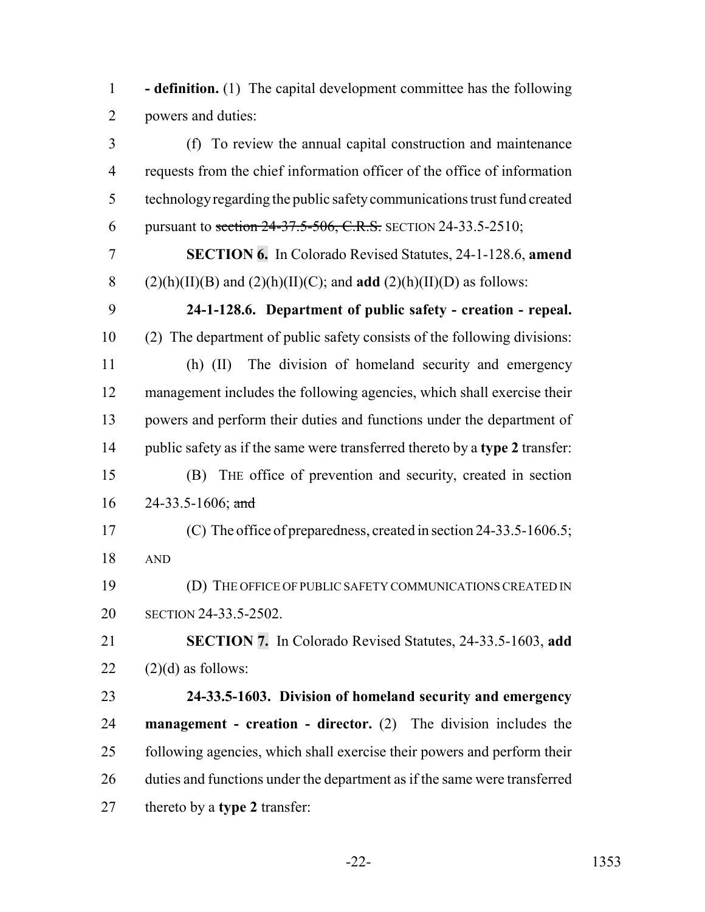**- definition.** (1) The capital development committee has the following powers and duties:

(f) To review the annual capital construction and maintenance requests from the chief information officer of the office of information technology regarding the public safety communications trust fund created pursuant to ~~section 24-37.5-506, C.R.S.~~ SECTION 24-33.5-2510;

**SECTION 6.** In Colorado Revised Statutes, 24-1-128.6, **amend** (2)(h)(II)(B) and (2)(h)(II)(C); and **add** (2)(h)(II)(D) as follows:

**24-1-128.6. Department of public safety - creation - repeal.** (2) The department of public safety consists of the following divisions:

(h) (II) The division of homeland security and emergency management includes the following agencies, which shall exercise their powers and perform their duties and functions under the department of public safety as if the same were transferred thereto by a **type 2** transfer:

(B) THE office of prevention and security, created in section 24-33.5-1606; ~~and~~

(C) The office of preparedness, created in section 24-33.5-1606.5; AND

(D) THE OFFICE OF PUBLIC SAFETY COMMUNICATIONS CREATED IN SECTION 24-33.5-2502.

**SECTION 7.** In Colorado Revised Statutes, 24-33.5-1603, **add** (2)(d) as follows:

**24-33.5-1603. Division of homeland security and emergency management - creation - director.** (2) The division includes the following agencies, which shall exercise their powers and perform their duties and functions under the department as if the same were transferred thereto by a **type 2** transfer: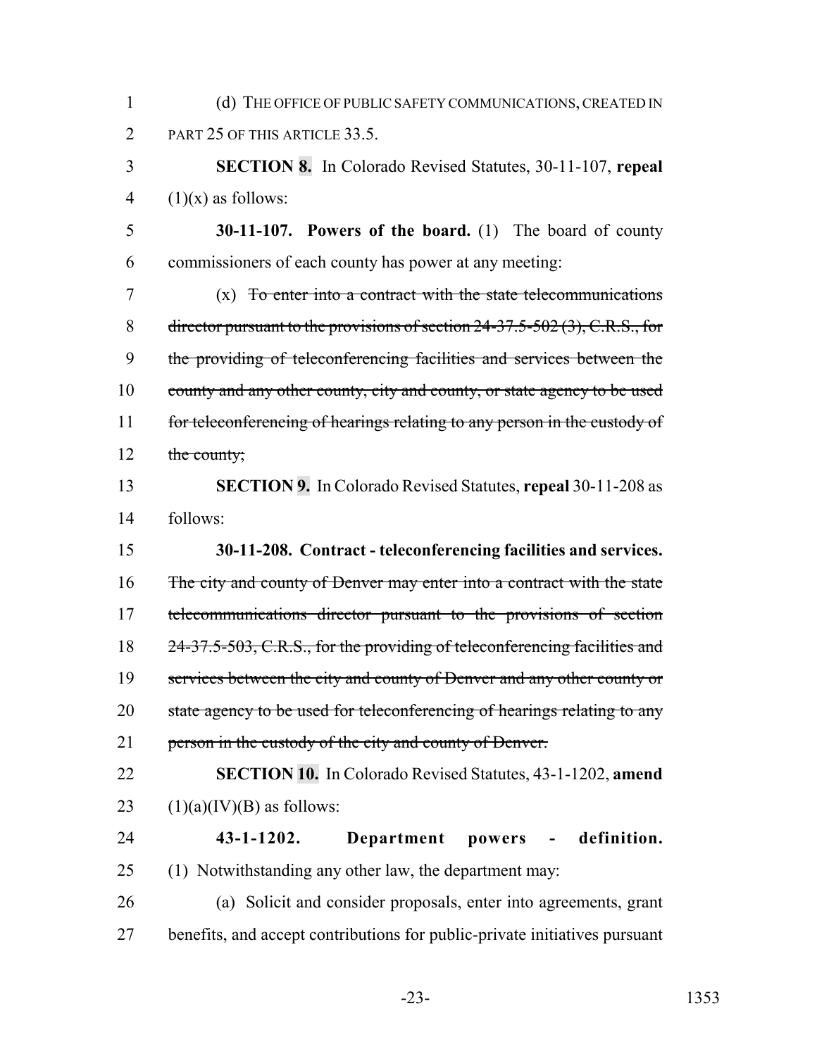(d) THE OFFICE OF PUBLIC SAFETY COMMUNICATIONS, CREATED IN PART 25 OF THIS ARTICLE 33.5.

**SECTION 8.** In Colorado Revised Statutes, 30-11-107, **repeal** (1)(x) as follows:

**30-11-107. Powers of the board.** (1) The board of county commissioners of each county has power at any meeting:

(x) ~~To enter into a contract with the state telecommunications director pursuant to the provisions of section 24-37.5-502 (3), C.R.S., for the providing of teleconferencing facilities and services between the county and any other county, city and county, or state agency to be used for teleconferencing of hearings relating to any person in the custody of the county;~~

**SECTION 9.** In Colorado Revised Statutes, **repeal** 30-11-208 as follows:

**30-11-208. Contract - teleconferencing facilities and services.** ~~The city and county of Denver may enter into a contract with the state telecommunications director pursuant to the provisions of section 24-37.5-503, C.R.S., for the providing of teleconferencing facilities and services between the city and county of Denver and any other county or state agency to be used for teleconferencing of hearings relating to any person in the custody of the city and county of Denver.~~

**SECTION 10.** In Colorado Revised Statutes, 43-1-1202, **amend** (1)(a)(IV)(B) as follows:

**43-1-1202. Department powers - definition.** (1) Notwithstanding any other law, the department may:

(a) Solicit and consider proposals, enter into agreements, grant benefits, and accept contributions for public-private initiatives pursuant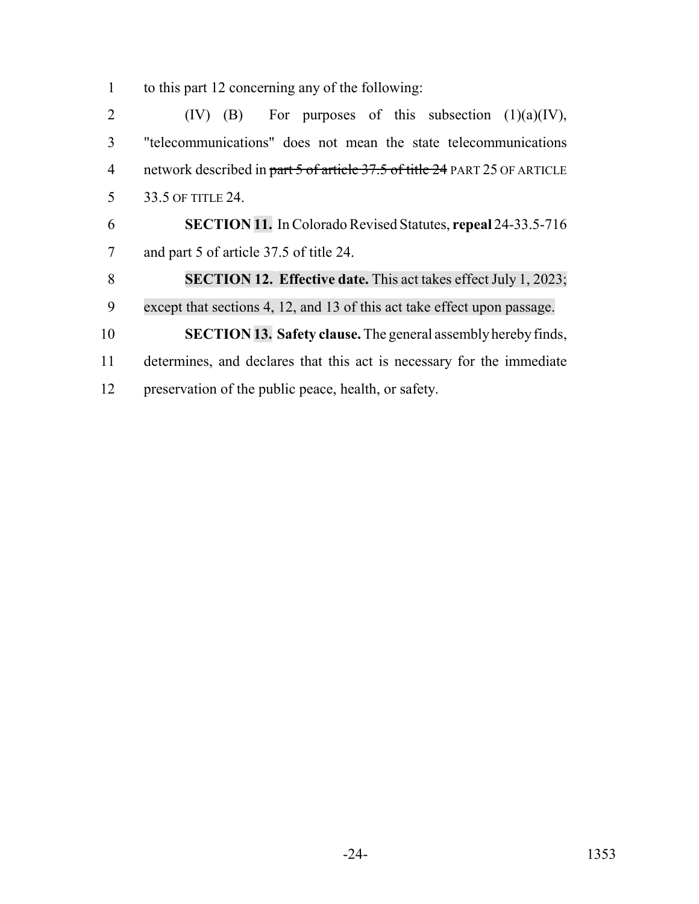to this part 12 concerning any of the following:

(IV) (B) For purposes of this subsection (1)(a)(IV), "telecommunications" does not mean the state telecommunications network described in ~~part 5 of article 37.5 of title 24~~ PART 25 OF ARTICLE 33.5 OF TITLE 24.

**SECTION 11.** In Colorado Revised Statutes, **repeal** 24-33.5-716 and part 5 of article 37.5 of title 24.

**SECTION 12. Effective date.** This act takes effect July 1, 2023; except that sections 4, 12, and 13 of this act take effect upon passage.

**SECTION 13. Safety clause.** The general assembly hereby finds, determines, and declares that this act is necessary for the immediate preservation of the public peace, health, or safety.